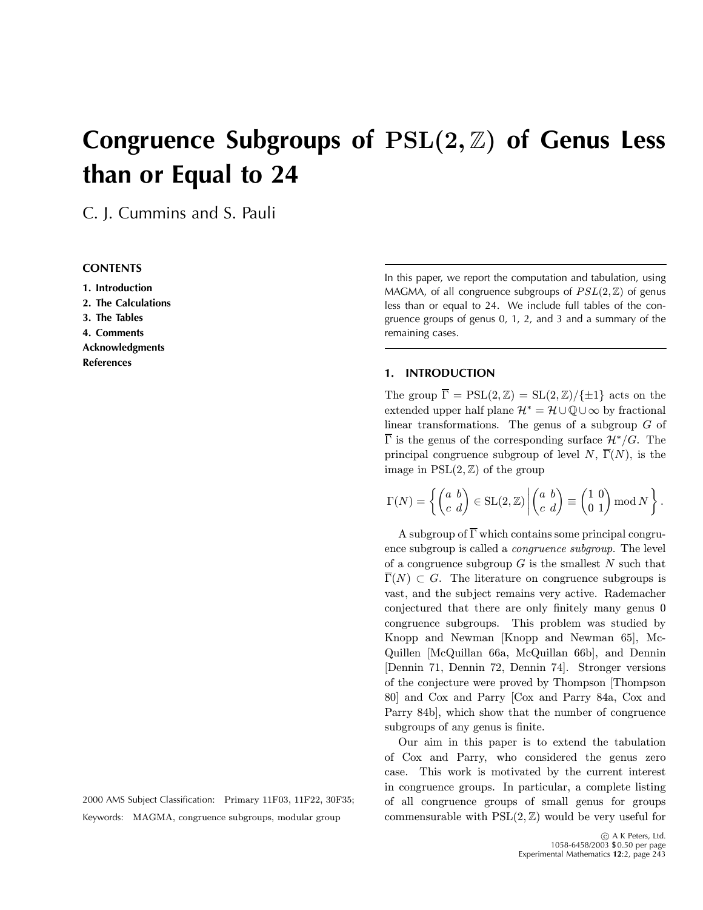# Congruence Subgroups of $\mathrm{PSL}(2, \mathbb{Z})$ of Genus Less than or Equal to 24

C. J. Cummins and S. Pauli

**CONTENTS**

1. Introduction
2. The Calculations
3. The Tables
4. Comments

Acknowledgments

References

In this paper, we report the computation and tabulation, using MAGMA, of all congruence subgroups of $PSL(2, \mathbb{Z})$ of genus less than or equal to 24. We include full tables of the congruence groups of genus 0, 1, 2, and 3 and a summary of the remaining cases.

## 1. INTRODUCTION

The group $\overline{\Gamma} = \mathrm{PSL}(2, \mathbb{Z}) = \mathrm{SL}(2, \mathbb{Z})/\{\pm 1\}$ acts on the extended upper half plane $\mathcal{H}^* = \mathcal{H} \cup \mathbb{Q} \cup \infty$ by fractional linear transformations. The genus of a subgroup $G$ of $\overline{\Gamma}$ is the genus of the corresponding surface $\mathcal{H}^*/G$. The principal congruence subgroup of level $N$, $\overline{\Gamma}(N)$, is the image in $\mathrm{PSL}(2, \mathbb{Z})$ of the group

$$\Gamma(N) = \left\{ \begin{pmatrix} a & b \\ c & d \end{pmatrix} \in \mathrm{SL}(2, \mathbb{Z}) \,\middle|\, \begin{pmatrix} a & b \\ c & d \end{pmatrix} \equiv \begin{pmatrix} 1 & 0 \\ 0 & 1 \end{pmatrix} \bmod N \right\}.$$

A subgroup of $\overline{\Gamma}$ which contains some principal congruence subgroup is called a *congruence subgroup*. The level of a congruence subgroup $G$ is the smallest $N$ such that $\overline{\Gamma}(N) \subset G$. The literature on congruence subgroups is vast, and the subject remains very active. Rademacher conjectured that there are only finitely many genus 0 congruence subgroups. This problem was studied by Knopp and Newman [Knopp and Newman 65], McQuillen [McQuillan 66a, McQuillan 66b], and Dennin [Dennin 71, Dennin 72, Dennin 74]. Stronger versions of the conjecture were proved by Thompson [Thompson 80] and Cox and Parry [Cox and Parry 84a, Cox and Parry 84b], which show that the number of congruence subgroups of any genus is finite.

Our aim in this paper is to extend the tabulation of Cox and Parry, who considered the genus zero case. This work is motivated by the current interest in congruence groups. In particular, a complete listing of all congruence groups of small genus for groups commensurable with $\mathrm{PSL}(2, \mathbb{Z})$ would be very useful for

2000 AMS Subject Classification: Primary 11F03, 11F22, 30F35;

Keywords: MAGMA, congruence subgroups, modular group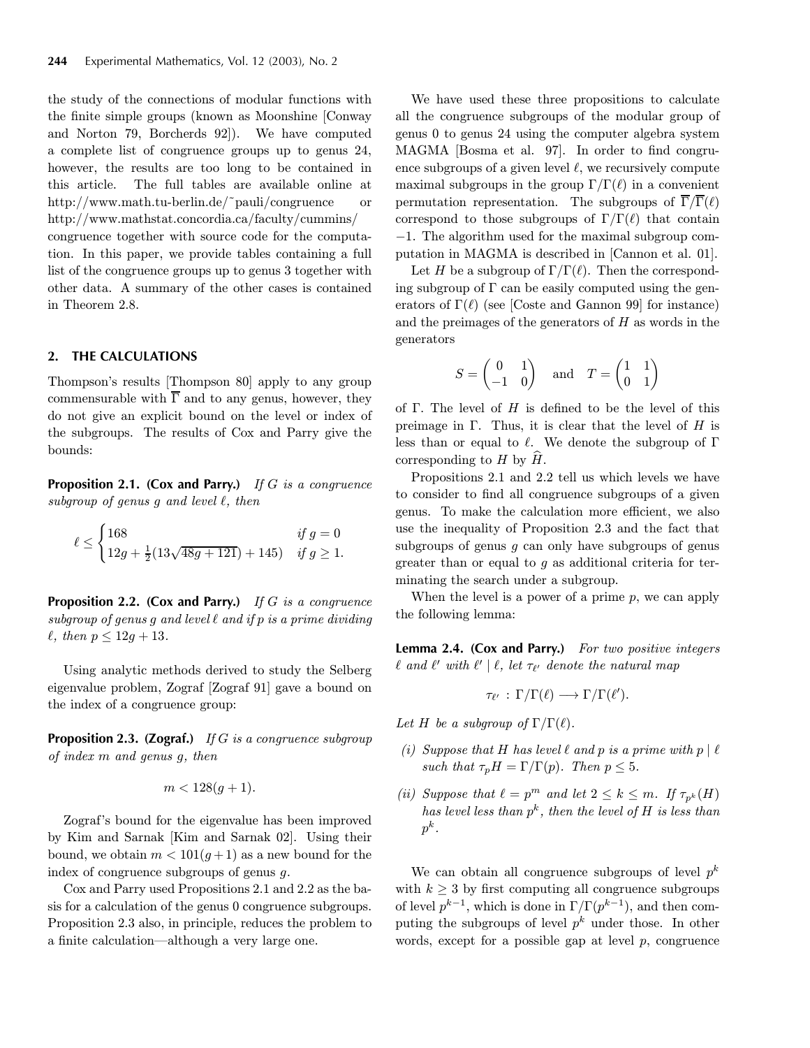the study of the connections of modular functions with the finite simple groups (known as Moonshine [Conway and Norton 79, Borcherds 92]). We have computed a complete list of congruence groups up to genus 24, however, the results are too long to be contained in this article. The full tables are available online at http://www.math.tu-berlin.de/~pauli/congruence or http://www.mathstat.concordia.ca/faculty/cummins/congruence together with source code for the computation. In this paper, we provide tables containing a full list of the congruence groups up to genus 3 together with other data. A summary of the other cases is contained in Theorem 2.8.

## 2. THE CALCULATIONS

Thompson's results [Thompson 80] apply to any group commensurable with $\overline{\Gamma}$ and to any genus, however, they do not give an explicit bound on the level or index of the subgroups. The results of Cox and Parry give the bounds:

**Proposition 2.1. (Cox and Parry.)** *If $G$ is a congruence subgroup of genus $g$ and level $\ell$, then*

$$\ell \leq \begin{cases} 168 & \text{if } g = 0 \\ 12g + \frac{1}{2}(13\sqrt{48g+121}) + 145) & \text{if } g \geq 1. \end{cases}$$

**Proposition 2.2. (Cox and Parry.)** *If $G$ is a congruence subgroup of genus $g$ and level $\ell$ and if $p$ is a prime dividing $\ell$, then $p \leq 12g + 13$.*

Using analytic methods derived to study the Selberg eigenvalue problem, Zograf [Zograf 91] gave a bound on the index of a congruence group:

**Proposition 2.3. (Zograf.)** *If $G$ is a congruence subgroup of index $m$ and genus $g$, then*

$$m < 128(g+1).$$

Zograf's bound for the eigenvalue has been improved by Kim and Sarnak [Kim and Sarnak 02]. Using their bound, we obtain $m < 101(g+1)$ as a new bound for the index of congruence subgroups of genus $g$.

Cox and Parry used Propositions 2.1 and 2.2 as the basis for a calculation of the genus 0 congruence subgroups. Proposition 2.3 also, in principle, reduces the problem to a finite calculation—although a very large one.

We have used these three propositions to calculate all the congruence subgroups of the modular group of genus 0 to genus 24 using the computer algebra system MAGMA [Bosma et al. 97]. In order to find congruence subgroups of a given level $\ell$, we recursively compute maximal subgroups in the group $\Gamma/\Gamma(\ell)$ in a convenient permutation representation. The subgroups of $\overline{\Gamma}/\overline{\Gamma}(\ell)$ correspond to those subgroups of $\Gamma/\Gamma(\ell)$ that contain $-1$. The algorithm used for the maximal subgroup computation in MAGMA is described in [Cannon et al. 01].

Let $H$ be a subgroup of $\Gamma/\Gamma(\ell)$. Then the corresponding subgroup of $\Gamma$ can be easily computed using the generators of $\Gamma(\ell)$ (see [Coste and Gannon 99] for instance) and the preimages of the generators of $H$ as words in the generators

$$S = \begin{pmatrix} 0 & 1 \\ -1 & 0 \end{pmatrix} \quad \text{and} \quad T = \begin{pmatrix} 1 & 1 \\ 0 & 1 \end{pmatrix}$$

of $\Gamma$. The level of $H$ is defined to be the level of this preimage in $\Gamma$. Thus, it is clear that the level of $H$ is less than or equal to $\ell$. We denote the subgroup of $\Gamma$ corresponding to $H$ by $\widehat{H}$.

Propositions 2.1 and 2.2 tell us which levels we have to consider to find all congruence subgroups of a given genus. To make the calculation more efficient, we also use the inequality of Proposition 2.3 and the fact that subgroups of genus $g$ can only have subgroups of genus greater than or equal to $g$ as additional criteria for terminating the search under a subgroup.

When the level is a power of a prime $p$, we can apply the following lemma:

**Lemma 2.4. (Cox and Parry.)** *For two positive integers $\ell$ and $\ell'$ with $\ell' \mid \ell$, let $\tau_{\ell'}$ denote the natural map*

$$\tau_{\ell'} : \Gamma/\Gamma(\ell) \longrightarrow \Gamma/\Gamma(\ell').$$

*Let $H$ be a subgroup of $\Gamma/\Gamma(\ell)$.*

*(i) Suppose that $H$ has level $\ell$ and $p$ is a prime with $p \mid \ell$ such that $\tau_p H = \Gamma/\Gamma(p)$. Then $p \leq 5$.*

*(ii) Suppose that $\ell = p^m$ and let $2 \leq k \leq m$. If $\tau_{p^k}(H)$ has level less than $p^k$, then the level of $H$ is less than $p^k$.*

We can obtain all congruence subgroups of level $p^k$ with $k \geq 3$ by first computing all congruence subgroups of level $p^{k-1}$, which is done in $\Gamma/\Gamma(p^{k-1})$, and then computing the subgroups of level $p^k$ under those. In other words, except for a possible gap at level $p$, congruence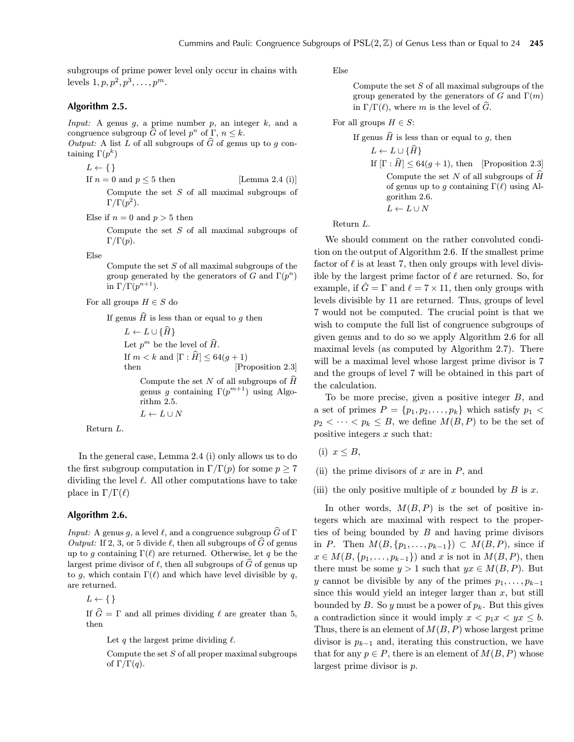subgroups of prime power level only occur in chains with levels $1, p, p^2, p^3, \dots, p^m$.

### Algorithm 2.5.

*Input:* A genus $g$, a prime number $p$, an integer $k$, and a congruence subgroup $\widehat{G}$ of level $p^n$ of $\Gamma$, $n \le k$.
*Output:* A list $L$ of all subgroups of $\widehat{G}$ of genus up to $g$ containing $\Gamma(p^k)$

$L \leftarrow \{\}$

If $n = 0$ and $p \le 5$ then [Lemma 2.4 (i)]

> Compute the set $S$ of all maximal subgroups of $\Gamma/\Gamma(p^2)$.

Else if $n = 0$ and $p > 5$ then

> Compute the set $S$ of all maximal subgroups of $\Gamma/\Gamma(p)$.

Else

> Compute the set $S$ of all maximal subgroups of the group generated by the generators of $G$ and $\Gamma(p^n)$ in $\Gamma/\Gamma(p^{n+1})$.

For all groups $H \in S$ do

> If genus $\widehat{H}$ is less than or equal to $g$ then
>
> > $L \leftarrow L \cup \{\widehat{H}\}$
> >
> > Let $p^m$ be the level of $\widehat{H}$.
> >
> > If $m < k$ and $[\Gamma : \widehat{H}] \le 64(g+1)$ then [Proposition 2.3]
> >
> > > Compute the set $N$ of all subgroups of $\widehat{H}$ genus $g$ containing $\Gamma(p^{m+1})$ using Algorithm 2.5.
> > >
> > > $L \leftarrow L \cup N$

Return $L$.

In the general case, Lemma 2.4 (i) only allows us to do the first subgroup computation in $\Gamma/\Gamma(p)$ for some $p \ge 7$ dividing the level $\ell$. All other computations have to take place in $\Gamma/\Gamma(\ell)$

### Algorithm 2.6.

*Input:* A genus $g$, a level $\ell$, and a congruence subgroup $\widehat{G}$ of $\Gamma$
*Output:* If 2, 3, or 5 divide $\ell$, then all subgroups of $\widehat{G}$ of genus up to $g$ containing $\Gamma(\ell)$ are returned. Otherwise, let $q$ be the largest prime divisor of $\ell$, then all subgroups of $\widehat{G}$ of genus up to $g$, which contain $\Gamma(\ell)$ and which have level divisible by $q$, are returned.

$L \leftarrow \{\}$

If $\widehat{G} = \Gamma$ and all primes dividing $\ell$ are greater than 5, then

> Let $q$ the largest prime dividing $\ell$.
>
> Compute the set $S$ of all proper maximal subgroups of $\Gamma/\Gamma(q)$.

Else

> Compute the set $S$ of all maximal subgroups of the group generated by the generators of $G$ and $\Gamma(m)$ in $\Gamma/\Gamma(\ell)$, where $m$ is the level of $\widehat{G}$.

For all groups $H \in S$:

> If genus $\widehat{H}$ is less than or equal to $g$, then
>
> > $L \leftarrow L \cup \{\widehat{H}\}$
> >
> > If $[\Gamma : \widehat{H}] \le 64(g+1)$, then [Proposition 2.3]
> >
> > > Compute the set $N$ of all subgroups of $\widehat{H}$ of genus up to $g$ containing $\Gamma(\ell)$ using Algorithm 2.6.
> > >
> > > $L \leftarrow L \cup N$

Return $L$.

We should comment on the rather convoluted condition on the output of Algorithm 2.6. If the smallest prime factor of $\ell$ is at least 7, then only groups with level divisible by the largest prime factor of $\ell$ are returned. So, for example, if $\hat{G} = \Gamma$ and $\ell = 7 \times 11$, then only groups with levels divisible by 11 are returned. Thus, groups of level 7 would not be computed. The crucial point is that we wish to compute the full list of congruence subgroups of given genus and to do so we apply Algorithm 2.6 for all maximal levels (as computed by Algorithm 2.7). There will be a maximal level whose largest prime divisor is 7 and the groups of level 7 will be obtained in this part of the calculation.

To be more precise, given a positive integer $B$, and a set of primes $P = \{p_1, p_2, \dots, p_k\}$ which satisfy $p_1 < p_2 < \dots < p_k \le B$, we define $M(B, P)$ to be the set of positive integers $x$ such that:

(i) $x \le B$,

(ii) the prime divisors of $x$ are in $P$, and

(iii) the only positive multiple of $x$ bounded by $B$ is $x$.

In other words, $M(B, P)$ is the set of positive integers which are maximal with respect to the properties of being bounded by $B$ and having prime divisors in $P$. Then $M(B, \{p_1, \dots, p_{k-1}\}) \subset M(B, P)$, since if $x \in M(B, \{p_1, \dots, p_{k-1}\})$ and $x$ is not in $M(B, P)$, then there must be some $y > 1$ such that $yx \in M(B, P)$. But $y$ cannot be divisible by any of the primes $p_1, \dots, p_{k-1}$ since this would yield an integer larger than $x$, but still bounded by $B$. So $y$ must be a power of $p_k$. But this gives a contradiction since it would imply $x < p_1 x < yx \le b$. Thus, there is an element of $M(B, P)$ whose largest prime divisor is $p_{k-1}$ and, iterating this construction, we have that for any $p \in P$, there is an element of $M(B, P)$ whose largest prime divisor is $p$.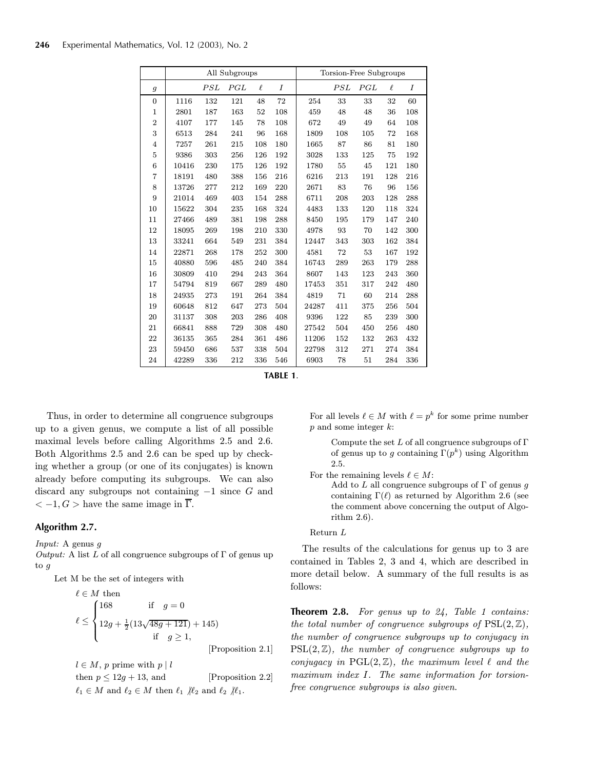| | All Subgroups | | | | | Torsion-Free Subgroups | | | | |
|---|---|---|---|---|---|---|---|---|---|---|
| $g$ | | $PSL$ | $PGL$ | $\ell$ | $I$ | | $PSL$ | $PGL$ | $\ell$ | $I$ |
| 0 | 1116 | 132 | 121 | 48 | 72 | 254 | 33 | 33 | 32 | 60 |
| 1 | 2801 | 187 | 163 | 52 | 108 | 459 | 48 | 48 | 36 | 108 |
| 2 | 4107 | 177 | 145 | 78 | 108 | 672 | 49 | 49 | 64 | 108 |
| 3 | 6513 | 284 | 241 | 96 | 168 | 1809 | 108 | 105 | 72 | 168 |
| 4 | 7257 | 261 | 215 | 108 | 180 | 1665 | 87 | 86 | 81 | 180 |
| 5 | 9386 | 303 | 256 | 126 | 192 | 3028 | 133 | 125 | 75 | 192 |
| 6 | 10416 | 230 | 175 | 126 | 192 | 1780 | 55 | 45 | 121 | 180 |
| 7 | 18191 | 480 | 388 | 156 | 216 | 6216 | 213 | 191 | 128 | 216 |
| 8 | 13726 | 277 | 212 | 169 | 220 | 2671 | 83 | 76 | 96 | 156 |
| 9 | 21014 | 469 | 403 | 154 | 288 | 6711 | 208 | 203 | 128 | 288 |
| 10 | 15622 | 304 | 235 | 168 | 324 | 4483 | 133 | 120 | 118 | 324 |
| 11 | 27466 | 489 | 381 | 198 | 288 | 8450 | 195 | 179 | 147 | 240 |
| 12 | 18095 | 269 | 198 | 210 | 330 | 4978 | 93 | 70 | 142 | 300 |
| 13 | 33241 | 664 | 549 | 231 | 384 | 12447 | 343 | 303 | 162 | 384 |
| 14 | 22871 | 268 | 178 | 252 | 300 | 4581 | 72 | 53 | 167 | 192 |
| 15 | 40880 | 596 | 485 | 240 | 384 | 16743 | 289 | 263 | 179 | 288 |
| 16 | 30809 | 410 | 294 | 243 | 364 | 8607 | 143 | 123 | 243 | 360 |
| 17 | 54794 | 819 | 667 | 289 | 480 | 17453 | 351 | 317 | 242 | 480 |
| 18 | 24935 | 273 | 191 | 264 | 384 | 4819 | 71 | 60 | 214 | 288 |
| 19 | 60648 | 812 | 647 | 273 | 504 | 24287 | 411 | 375 | 256 | 504 |
| 20 | 31137 | 308 | 203 | 286 | 408 | 9396 | 122 | 85 | 239 | 300 |
| 21 | 66841 | 888 | 729 | 308 | 480 | 27542 | 504 | 450 | 256 | 480 |
| 22 | 36135 | 365 | 284 | 361 | 486 | 11206 | 152 | 132 | 263 | 432 |
| 23 | 59450 | 686 | 537 | 338 | 504 | 22798 | 312 | 271 | 274 | 384 |
| 24 | 42289 | 336 | 212 | 336 | 546 | 6903 | 78 | 51 | 284 | 336 |

**TABLE 1**.

Thus, in order to determine all congruence subgroups up to a given genus, we compute a list of all possible maximal levels before calling Algorithms 2.5 and 2.6. Both Algorithms 2.5 and 2.6 can be sped up by checking whether a group (or one of its conjugates) is known already before computing its subgroups. We can also discard any subgroups not containing $-1$ since $G$ and $< -1, G >$ have the same image in $\overline{\Gamma}$.

### Algorithm 2.7.

*Input:* A genus $g$
*Output:* A list $L$ of all congruence subgroups of $\Gamma$ of genus up to $g$

Let M be the set of integers with

$\ell \in M$ then

$$\ell \leq \begin{cases} 168 & \text{if} \quad g = 0 \\ 12g + \frac{1}{2}(13\sqrt{48g+121}) + 145) & \text{if} \quad g \geq 1, \end{cases}$$

[Proposition 2.1]

$l \in M$, $p$ prime with $p \mid l$
then $p \leq 12g + 13$, and [Proposition 2.2]
$\ell_1 \in M$ and $\ell_2 \in M$ then $\ell_1 \nmid \ell_2$ and $\ell_2 \nmid \ell_1$.

For all levels $\ell \in M$ with $\ell = p^k$ for some prime number $p$ and some integer $k$:

Compute the set $L$ of all congruence subgroups of $\Gamma$ of genus up to $g$ containing $\Gamma(p^k)$ using Algorithm 2.5.

For the remaining levels $\ell \in M$:

Add to $L$ all congruence subgroups of $\Gamma$ of genus $g$ containing $\Gamma(\ell)$ as returned by Algorithm 2.6 (see the comment above concerning the output of Algorithm 2.6).

Return $L$

The results of the calculations for genus up to 3 are contained in Tables 2, 3 and 4, which are described in more detail below. A summary of the full results is as follows:

**Theorem 2.8.** *For genus up to 24, Table 1 contains: the total number of congruence subgroups of* $\mathrm{PSL}(2, \mathbb{Z})$*, the number of congruence subgroups up to conjugacy in* $\mathrm{PSL}(2, \mathbb{Z})$*, the number of congruence subgroups up to conjugacy in* $\mathrm{PGL}(2, \mathbb{Z})$*, the maximum level* $\ell$ *and the maximum index* $I$*. The same information for torsion-free congruence subgroups is also given.*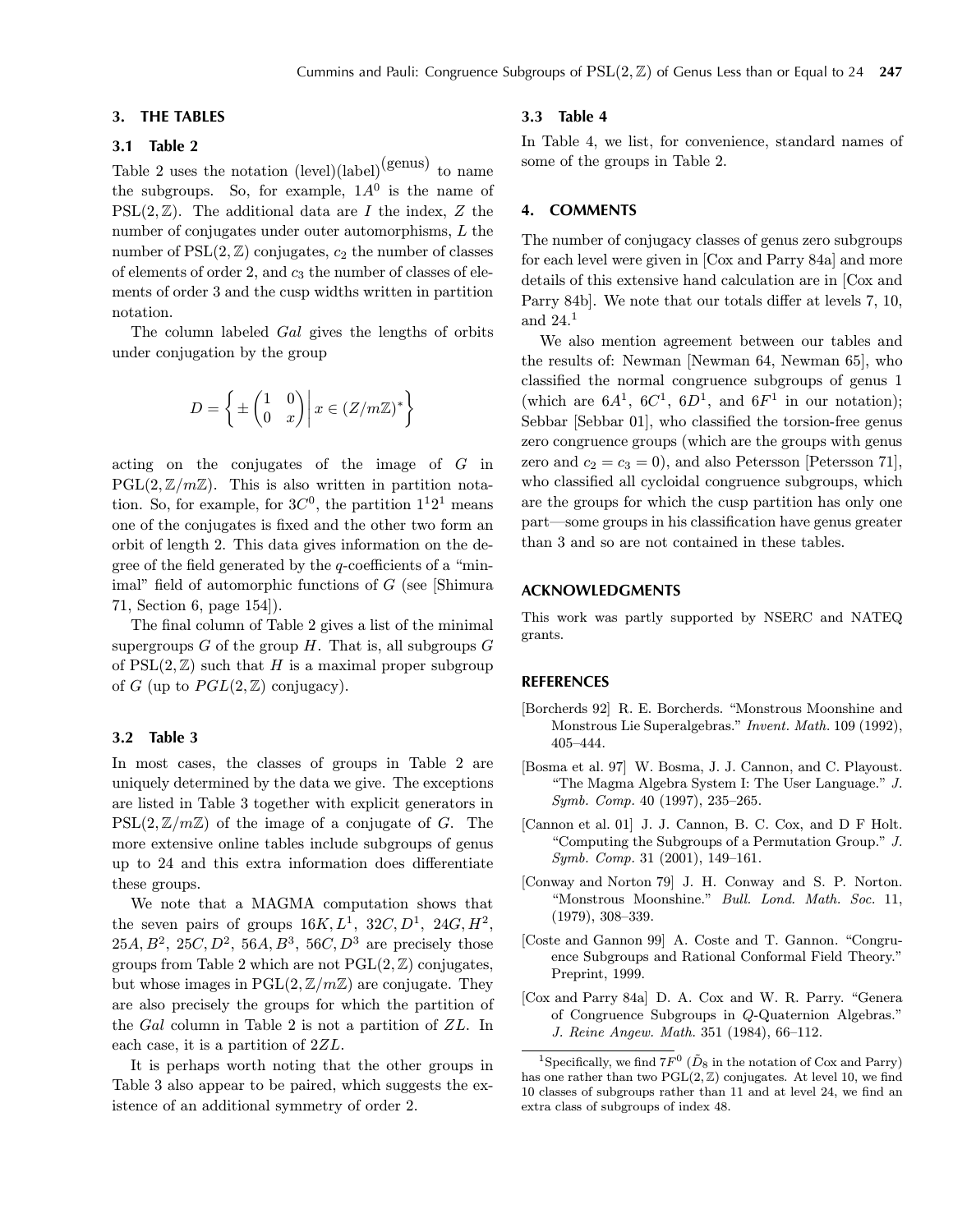## 3. THE TABLES

### 3.1 Table 2

Table 2 uses the notation (level)(label)$^{\text{(genus)}}$ to name the subgroups. So, for example, $1A^0$ is the name of $\mathrm{PSL}(2,\mathbb{Z})$. The additional data are $I$ the index, $Z$ the number of conjugates under outer automorphisms, $L$ the number of $\mathrm{PSL}(2,\mathbb{Z})$ conjugates, $c_2$ the number of classes of elements of order 2, and $c_3$ the number of classes of elements of order 3 and the cusp widths written in partition notation.

The column labeled *Gal* gives the lengths of orbits under conjugation by the group

$$D = \left\{ \pm \begin{pmatrix} 1 & 0 \\ 0 & x \end{pmatrix} \middle| \, x \in (Z/m\mathbb{Z})^* \right\}$$

acting on the conjugates of the image of $G$ in $\mathrm{PGL}(2,\mathbb{Z}/m\mathbb{Z})$. This is also written in partition notation. So, for example, for $3C^0$, the partition $1^1 2^1$ means one of the conjugates is fixed and the other two form an orbit of length 2. This data gives information on the degree of the field generated by the $q$-coefficients of a "minimal" field of automorphic functions of $G$ (see [Shimura 71, Section 6, page 154]).

The final column of Table 2 gives a list of the minimal supergroups $G$ of the group $H$. That is, all subgroups $G$ of $\mathrm{PSL}(2,\mathbb{Z})$ such that $H$ is a maximal proper subgroup of $G$ (up to $PGL(2,\mathbb{Z})$ conjugacy).

### 3.2 Table 3

In most cases, the classes of groups in Table 2 are uniquely determined by the data we give. The exceptions are listed in Table 3 together with explicit generators in $\mathrm{PSL}(2,\mathbb{Z}/m\mathbb{Z})$ of the image of a conjugate of $G$. The more extensive online tables include subgroups of genus up to 24 and this extra information does differentiate these groups.

We note that a MAGMA computation shows that the seven pairs of groups $16K, L^1$, $32C, D^1$, $24G, H^2$, $25A, B^2$, $25C, D^2$, $56A, B^3$, $56C, D^3$ are precisely those groups from Table 2 which are not $\mathrm{PGL}(2,\mathbb{Z})$ conjugates, but whose images in $\mathrm{PGL}(2,\mathbb{Z}/m\mathbb{Z})$ are conjugate. They are also precisely the groups for which the partition of the *Gal* column in Table 2 is not a partition of $ZL$. In each case, it is a partition of $2ZL$.

It is perhaps worth noting that the other groups in Table 3 also appear to be paired, which suggests the existence of an additional symmetry of order 2.

### 3.3 Table 4

In Table 4, we list, for convenience, standard names of some of the groups in Table 2.

## 4. COMMENTS

The number of conjugacy classes of genus zero subgroups for each level were given in [Cox and Parry 84a] and more details of this extensive hand calculation are in [Cox and Parry 84b]. We note that our totals differ at levels 7, 10, and 24.[1]

We also mention agreement between our tables and the results of: Newman [Newman 64, Newman 65], who classified the normal congruence subgroups of genus 1 (which are $6A^1$, $6C^1$, $6D^1$, and $6F^1$ in our notation); Sebbar [Sebbar 01], who classified the torsion-free genus zero congruence groups (which are the groups with genus zero and $c_2 = c_3 = 0$), and also Petersson [Petersson 71], who classified all cycloidal congruence subgroups, which are the groups for which the cusp partition has only one part—some groups in his classification have genus greater than 3 and so are not contained in these tables.

## ACKNOWLEDGMENTS

This work was partly supported by NSERC and NATEQ grants.

## REFERENCES

[Borcherds 92] R. E. Borcherds. "Monstrous Moonshine and Monstrous Lie Superalgebras." *Invent. Math.* 109 (1992), 405–444.

[Bosma et al. 97] W. Bosma, J. J. Cannon, and C. Playoust. "The Magma Algebra System I: The User Language." *J. Symb. Comp.* 40 (1997), 235–265.

[Cannon et al. 01] J. J. Cannon, B. C. Cox, and D F Holt. "Computing the Subgroups of a Permutation Group." *J. Symb. Comp.* 31 (2001), 149–161.

[Conway and Norton 79] J. H. Conway and S. P. Norton. "Monstrous Moonshine." *Bull. Lond. Math. Soc.* 11, (1979), 308–339.

[Coste and Gannon 99] A. Coste and T. Gannon. "Congruence Subgroups and Rational Conformal Field Theory." Preprint, 1999.

[Cox and Parry 84a] D. A. Cox and W. R. Parry. "Genera of Congruence Subgroups in $Q$-Quaternion Algebras." *J. Reine Angew. Math.* 351 (1984), 66–112.

[1] Specifically, we find $7F^0$ ($\tilde{D}_8$ in the notation of Cox and Parry) has one rather than two $\mathrm{PGL}(2,\mathbb{Z})$ conjugates. At level 10, we find 10 classes of subgroups rather than 11 and at level 24, we find an extra class of subgroups of index 48.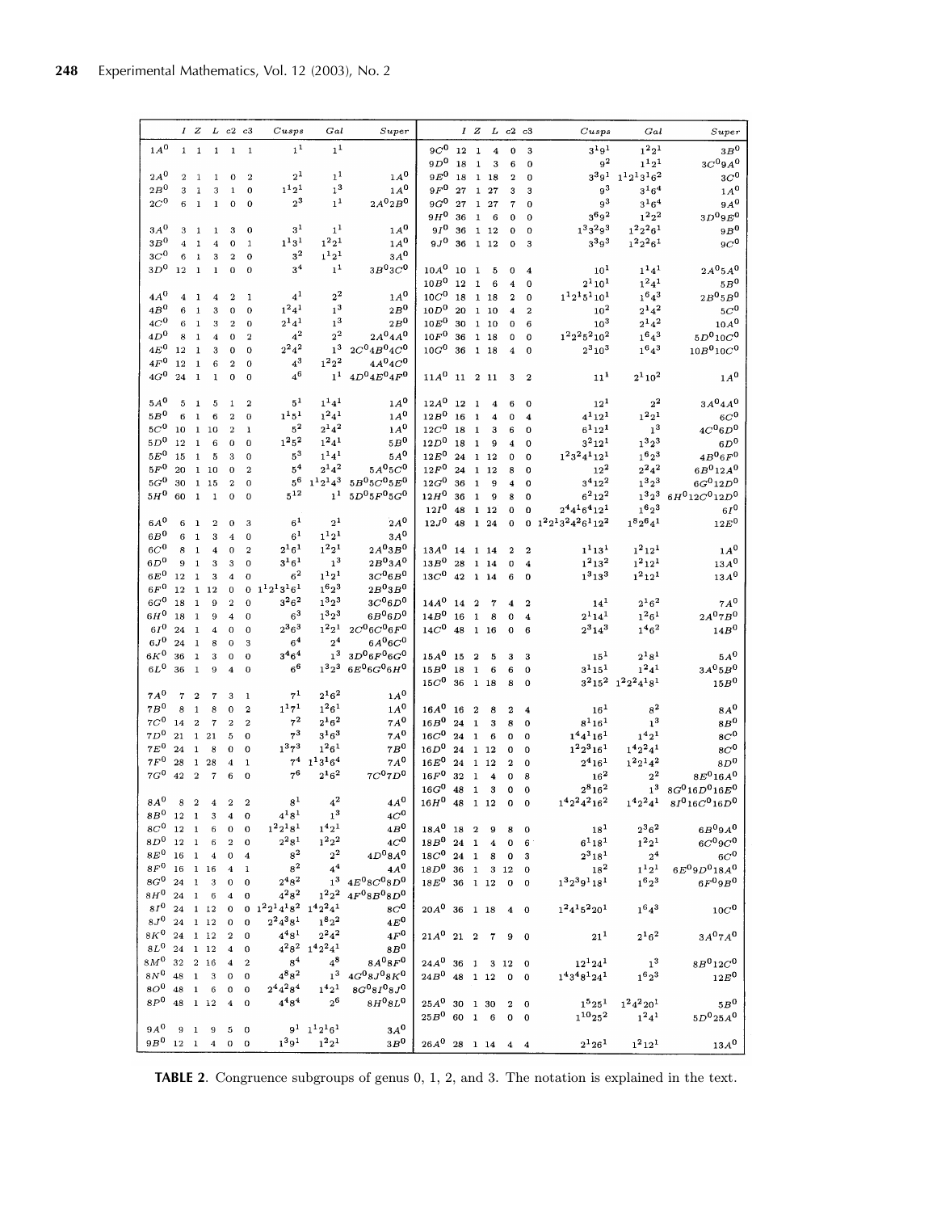| | I | Z | L | c2 | c3 | Cusps | Gal | Super |
|---|---|---|---|---|---|---|---|---|
| $1A^0$ | 1 | 1 | 1 | 1 | 1 | $1^1$ | $1^1$ | |
| $2A^0$ | 2 | 1 | 1 | 0 | 2 | $2^1$ | $1^1$ | $1A^0$ |
| $2B^0$ | 3 | 1 | 3 | 1 | 0 | $1^1 2^1$ | $1^3$ | $1A^0$ |
| $2C^0$ | 6 | 1 | 1 | 0 | 0 | $2^3$ | $1^1$ | $2A^0 2B^0$ |
| $3A^0$ | 3 | 1 | 1 | 3 | 0 | $3^1$ | $1^1$ | $1A^0$ |
| $3B^0$ | 4 | 1 | 4 | 0 | 1 | $1^1 3^1$ | $1^2 2^1$ | $1A^0$ |
| $3C^0$ | 6 | 1 | 3 | 2 | 0 | $3^2$ | $1^1 2^1$ | $3A^0$ |
| $3D^0$ | 12 | 1 | 1 | 0 | 0 | $3^4$ | $1^1$ | $3B^0 3C^0$ |
| $4A^0$ | 4 | 1 | 4 | 2 | 1 | $4^1$ | $2^2$ | $1A^0$ |
| $4B^0$ | 6 | 1 | 3 | 0 | 0 | $1^2 4^1$ | $1^3$ | $2B^0$ |
| $4C^0$ | 6 | 1 | 3 | 2 | 0 | $2^1 4^1$ | $1^3$ | $2B^0$ |
| $4D^0$ | 8 | 1 | 4 | 0 | 2 | $4^2$ | $2^2$ | $2A^0 4A^0$ |
| $4E^0$ | 12 | 1 | 3 | 0 | 0 | $2^2 4^2$ | $1^3$ | $2C^0 4B^0 4C^0$ |
| $4F^0$ | 12 | 1 | 6 | 2 | 0 | $4^3$ | $1^2 2^2$ | $4A^0 4C^0$ |
| $4G^0$ | 24 | 1 | 1 | 0 | 0 | $4^6$ | $1^1$ | $4D^0 4E^0 4F^0$ |
| $5A^0$ | 5 | 1 | 5 | 1 | 2 | $5^1$ | $1^1 4^1$ | $1A^0$ |
| $5B^0$ | 6 | 1 | 6 | 2 | 0 | $1^1 5^1$ | $1^2 4^1$ | $1A^0$ |
| $5C^0$ | 10 | 1 | 10 | 2 | 1 | $5^2$ | $2^1 4^2$ | $1A^0$ |
| $5D^0$ | 12 | 1 | 6 | 0 | 0 | $1^2 5^2$ | $1^2 4^1$ | $5B^0$ |
| $5E^0$ | 15 | 1 | 5 | 3 | 0 | $5^3$ | $1^1 4^1$ | $5A^0$ |
| $5F^0$ | 20 | 1 | 10 | 0 | 2 | $5^4$ | $2^1 4^2$ | $5A^0 5C^0$ |
| $5G^0$ | 30 | 1 | 15 | 2 | 0 | $5^6$ | $1^1 2^1 4^3$ | $5B^0 5C^0 5E^0$ |
| $5H^0$ | 60 | 1 | 1 | 0 | 0 | $5^{12}$ | $1^1$ | $5D^0 5F^0 5G^0$ |
| $6A^0$ | 6 | 1 | 2 | 0 | 3 | $6^1$ | $2^1$ | $2A^0$ |
| $6B^0$ | 6 | 1 | 3 | 4 | 0 | $6^1$ | $1^1 2^1$ | $3A^0$ |
| $6C^0$ | 8 | 1 | 4 | 0 | 2 | $2^1 6^1$ | $1^2 2^1$ | $2A^0 3B^0$ |
| $6D^0$ | 9 | 1 | 3 | 3 | 0 | $3^1 6^1$ | $1^3$ | $2B^0 3A^0$ |
| $6E^0$ | 12 | 1 | 3 | 4 | 0 | $6^2$ | $1^1 2^1$ | $3C^0 6B^0$ |
| $6F^0$ | 12 | 1 | 12 | 0 | 0 | $1^1 2^1 3^1 6^1$ | $1^6 2^3$ | $2B^0 3B^0$ |
| $6G^0$ | 18 | 1 | 9 | 2 | 0 | $3^2 6^2$ | $1^3 2^3$ | $3C^0 6D^0$ |
| $6H^0$ | 18 | 1 | 9 | 4 | 0 | $6^3$ | $1^3 2^3$ | $6B^0 6D^0$ |
| $6I^0$ | 24 | 1 | 4 | 0 | 0 | $2^3 6^3$ | $1^2 2^1$ | $2C^0 6C^0 6F^0$ |
| $6J^0$ | 24 | 1 | 8 | 0 | 3 | $6^4$ | $2^4$ | $6A^0 6C^0$ |
| $6K^0$ | 36 | 1 | 3 | 0 | 0 | $3^4 6^4$ | $1^3$ | $3D^0 6F^0 6G^0$ |
| $6L^0$ | 36 | 1 | 9 | 4 | 0 | $6^6$ | $1^3 2^3$ | $6E^0 6G^0 6H^0$ |
| $7A^0$ | 7 | 2 | 7 | 3 | 1 | $7^1$ | $2^1 6^2$ | $1A^0$ |
| $7B^0$ | 8 | 1 | 8 | 0 | 2 | $1^1 7^1$ | $1^2 6^1$ | $1A^0$ |
| $7C^0$ | 14 | 2 | 7 | 2 | 2 | $7^2$ | $2^1 6^2$ | $7A^0$ |
| $7D^0$ | 21 | 1 | 21 | 5 | 0 | $7^3$ | $3^1 6^3$ | $7A^0$ |
| $7E^0$ | 24 | 1 | 8 | 0 | 0 | $1^3 7^3$ | $1^2 6^1$ | $7B^0$ |
| $7F^0$ | 28 | 1 | 28 | 4 | 1 | $7^4$ | $1^1 3^1 6^4$ | $7A^0$ |
| $7G^0$ | 42 | 2 | 7 | 6 | 0 | $7^6$ | $2^1 6^2$ | $7C^0 7D^0$ |
| $8A^0$ | 8 | 2 | 4 | 2 | 2 | $8^1$ | $4^2$ | $4A^0$ |
| $8B^0$ | 12 | 1 | 3 | 4 | 0 | $4^1 8^1$ | $1^3$ | $4C^0$ |
| $8C^0$ | 12 | 1 | 6 | 0 | 0 | $1^2 2^1 8^1$ | $1^4 2^1$ | $4B^0$ |
| $8D^0$ | 12 | 1 | 6 | 2 | 0 | $2^2 8^1$ | $1^2 2^2$ | $4C^0$ |
| $8E^0$ | 16 | 1 | 4 | 0 | 4 | $8^2$ | $2^2$ | $4D^0 8A^0$ |
| $8F^0$ | 16 | 1 | 16 | 4 | 1 | $8^2$ | $4^4$ | $4A^0$ |
| $8G^0$ | 24 | 1 | 3 | 0 | 0 | $2^4 8^2$ | $1^3$ | $4E^0 8C^0 8D^0$ |
| $8H^0$ | 24 | 1 | 6 | 4 | 0 | $4^2 8^2$ | $1^2 2^2$ | $4F^0 8B^0 8D^0$ |
| $8I^0$ | 24 | 1 | 12 | 0 | 0 | $1^2 2^1 4^1 8^2$ | $1^4 2^4$ | $8C^0$ |
| $8J^0$ | 24 | 1 | 12 | 0 | 0 | $2^2 4^3 8^1$ | $1^8 2^2$ | $4E^0$ |
| $8K^0$ | 24 | 1 | 12 | 2 | 0 | $4^4 8^1$ | $2^2 4^2$ | $4F^0$ |
| $8L^0$ | 24 | 1 | 12 | 4 | 0 | $4^2 8^2$ | $1^4 2^4$ | $8B^0$ |
| $8M^0$ | 32 | 2 | 16 | 4 | 2 | $8^4$ | $4^8$ | $8A^0 8F^0$ |
| $8N^0$ | 48 | 1 | 3 | 0 | 0 | $4^8 8^2$ | $1^3$ | $4G^0 8J^0 8K^0$ |
| $8O^0$ | 48 | 1 | 6 | 0 | 0 | $2^4 4^2 8^4$ | $1^4 2^1$ | $8G^0 8I^0 8J^0$ |
| $8P^0$ | 48 | 1 | 12 | 4 | 0 | $4^4 8^4$ | $2^6$ | $8H^0 8L^0$ |
| $9A^0$ | 9 | 1 | 9 | 5 | 0 | $9^1$ | $1^1 2^1 6^1$ | $3A^0$ |
| $9B^0$ | 12 | 1 | 4 | 0 | 0 | $1^3 9^1$ | $1^2 2^1$ | $3B^0$ |
| $9C^0$ | 12 | 1 | 4 | 0 | 3 | $3^1 9^1$ | $1^2 2^1$ | $3B^0$ |
| $9D^0$ | 18 | 1 | 3 | 6 | 0 | $9^2$ | $1^1 2^1$ | $3C^0 9A^0$ |
| $9E^0$ | 18 | 1 | 18 | 2 | 0 | $3^3 9^1$ | $1^1 2^1 3^1 6^2$ | $3C^0$ |
| $9F^0$ | 27 | 1 | 27 | 3 | 3 | $9^3$ | $3^1 6^4$ | $1A^0$ |
| $9G^0$ | 27 | 1 | 27 | 7 | 0 | $9^3$ | $3^1 6^4$ | $9A^0$ |
| $9H^0$ | 36 | 1 | 6 | 0 | 0 | $3^6 9^2$ | $1^2 2^2$ | $3D^0 9E^0$ |
| $9I^0$ | 36 | 1 | 12 | 0 | 0 | $1^3 3^2 9^3$ | $1^2 2^2 6^1$ | $9B^0$ |
| $9J^0$ | 36 | 1 | 12 | 0 | 3 | $3^3 9^3$ | $1^2 2^2 6^1$ | $9C^0$ |
| $10A^0$ | 10 | 1 | 5 | 0 | 4 | $10^1$ | $1^1 4^1$ | $2A^0 5A^0$ |
| $10B^0$ | 12 | 1 | 6 | 4 | 0 | $2^1 10^1$ | $1^2 4^1$ | $5B^0$ |
| $10C^0$ | 18 | 1 | 18 | 2 | 0 | $1^1 2^1 5^1 10^1$ | $1^6 4^3$ | $2B^0 5B^0$ |
| $10D^0$ | 20 | 1 | 10 | 4 | 2 | $10^2$ | $2^1 4^2$ | $5C^0$ |
| $10E^0$ | 30 | 1 | 10 | 0 | 6 | $10^3$ | $2^1 4^2$ | $10A^0$ |
| $10F^0$ | 36 | 1 | 18 | 0 | 0 | $1^2 2^2 5^2 10^2$ | $1^6 4^3$ | $5D^0 10C^0$ |
| $10G^0$ | 36 | 1 | 18 | 4 | 0 | $2^3 10^3$ | $1^6 4^3$ | $10B^0 10C^0$ |
| $11A^0$ | 11 | 2 | 11 | 3 | 2 | $11^1$ | $2^1 10^2$ | $1A^0$ |
| $12A^0$ | 12 | 1 | 4 | 6 | 0 | $12^1$ | $2^2$ | $3A^0 4A^0$ |
| $12B^0$ | 16 | 1 | 4 | 0 | 4 | $4^1 12^1$ | $1^2 2^1$ | $6C^0$ |
| $12C^0$ | 18 | 1 | 3 | 6 | 0 | $6^1 12^1$ | $1^3$ | $4C^0 6D^0$ |
| $12D^0$ | 18 | 1 | 9 | 4 | 0 | $3^2 12^1$ | $1^3 2^3$ | $6D^0$ |
| $12E^0$ | 24 | 1 | 12 | 0 | 0 | $1^2 3^2 4^1 12^1$ | $1^6 2^3$ | $4B^0 6F^0$ |
| $12F^0$ | 24 | 1 | 12 | 8 | 0 | $12^2$ | $2^2 4^2$ | $6B^0 12A^0$ |
| $12G^0$ | 36 | 1 | 9 | 4 | 0 | $3^4 12^2$ | $1^3 2^3$ | $6G^0 12D^0$ |
| $12H^0$ | 36 | 1 | 9 | 8 | 0 | $6^2 12^2$ | $1^3 2^3$ | $6H^0 12C^0 12D^0$ |
| $12I^0$ | 48 | 1 | 12 | 0 | 0 | $2^4 4^1 6^4 12^1$ | $1^6 2^3$ | $6I^0$ |
| $12J^0$ | 48 | 1 | 24 | 0 | 0 | $1^2 2^1 3^2 4^2 6^1 12^2$ | $1^8 2^6 4^1$ | $12E^0$ |
| $13A^0$ | 14 | 1 | 14 | 2 | 2 | $1^1 13^1$ | $1^2 12^1$ | $1A^0$ |
| $13B^0$ | 28 | 1 | 14 | 0 | 4 | $1^2 13^2$ | $1^2 12^1$ | $13A^0$ |
| $13C^0$ | 42 | 1 | 14 | 6 | 0 | $1^3 13^3$ | $1^2 12^1$ | $13A^0$ |
| $14A^0$ | 14 | 2 | 7 | 4 | 2 | $14^1$ | $2^1 6^2$ | $7A^0$ |
| $14B^0$ | 16 | 1 | 8 | 0 | 4 | $2^1 14^1$ | $1^2 6^1$ | $2A^0 7B^0$ |
| $14C^0$ | 48 | 1 | 16 | 0 | 6 | $2^3 14^3$ | $1^4 6^2$ | $14B^0$ |
| $15A^0$ | 15 | 2 | 5 | 3 | 3 | $15^1$ | $2^1 8^1$ | $5A^0$ |
| $15B^0$ | 18 | 1 | 6 | 6 | 0 | $3^1 15^1$ | $1^2 4^1$ | $3A^0 5B^0$ |
| $15C^0$ | 36 | 1 | 18 | 8 | 0 | $3^2 15^2$ | $1^2 2^2 4^1 8^1$ | $15B^0$ |
| $16A^0$ | 16 | 2 | 8 | 2 | 4 | $16^1$ | $8^2$ | $8A^0$ |
| $16B^0$ | 24 | 1 | 3 | 8 | 0 | $8^1 16^1$ | $1^3$ | $8B^0$ |
| $16C^0$ | 24 | 1 | 6 | 0 | 0 | $1^4 4^1 16^1$ | $1^4 2^1$ | $8C^0$ |
| $16D^0$ | 24 | 1 | 12 | 0 | 0 | $1^2 2^3 16^1$ | $1^4 2^2 4^1$ | $8C^0$ |
| $16E^0$ | 24 | 1 | 12 | 2 | 0 | $2^4 16^1$ | $1^2 2^1 4^2$ | $8D^0$ |
| $16F^0$ | 32 | 1 | 4 | 0 | 8 | $16^2$ | $2^2$ | $8E^0 16A^0$ |
| $16G^0$ | 48 | 1 | 3 | 0 | 0 | $2^8 16^2$ | $1^3$ | $8G^0 16D^0 16E^0$ |
| $16H^0$ | 48 | 1 | 12 | 0 | 0 | $1^4 2^2 4^2 16^2$ | $1^4 2^2 4^1$ | $8I^0 16C^0 16D^0$ |
| $18A^0$ | 18 | 2 | 9 | 8 | 0 | $18^1$ | $2^3 6^2$ | $6B^0 9A^0$ |
| $18B^0$ | 24 | 1 | 4 | 0 | 6 | $6^1 18^1$ | $1^2 2^1$ | $6C^0 9C^0$ |
| $18C^0$ | 24 | 1 | 8 | 0 | 3 | $2^3 18^1$ | $2^4$ | $6C^0$ |
| $18D^0$ | 36 | 1 | 3 | 12 | 0 | $18^2$ | $1^1 2^1$ | $6E^0 9D^0 18A^0$ |
| $18E^0$ | 36 | 1 | 12 | 0 | 0 | $1^3 2^3 9^1 18^1$ | $1^6 2^3$ | $6F^0 9B^0$ |
| $20A^0$ | 36 | 1 | 18 | 4 | 0 | $1^2 4^1 5^2 20^1$ | $1^6 4^3$ | $10C^0$ |
| $21A^0$ | 21 | 2 | 7 | 9 | 0 | $21^1$ | $2^1 6^2$ | $3A^0 7A^0$ |
| $24A^0$ | 36 | 1 | 3 | 12 | 0 | $12^1 24^1$ | $1^3$ | $8B^0 12C^0$ |
| $24B^0$ | 48 | 1 | 12 | 0 | 0 | $1^4 3^4 8^1 24^1$ | $1^6 2^3$ | $12E^0$ |
| $25A^0$ | 30 | 1 | 30 | 2 | 0 | $1^5 25^1$ | $1^2 4^2 20^1$ | $5B^0$ |
| $25B^0$ | 60 | 1 | 6 | 0 | 0 | $1^{10} 25^2$ | $1^2 4^1$ | $5D^0 25A^0$ |
| $26A^0$ | 28 | 1 | 14 | 4 | 4 | $2^1 26^1$ | $1^2 12^1$ | $13A^0$ |

**TABLE 2**. Congruence subgroups of genus 0, 1, 2, and 3. The notation is explained in the text.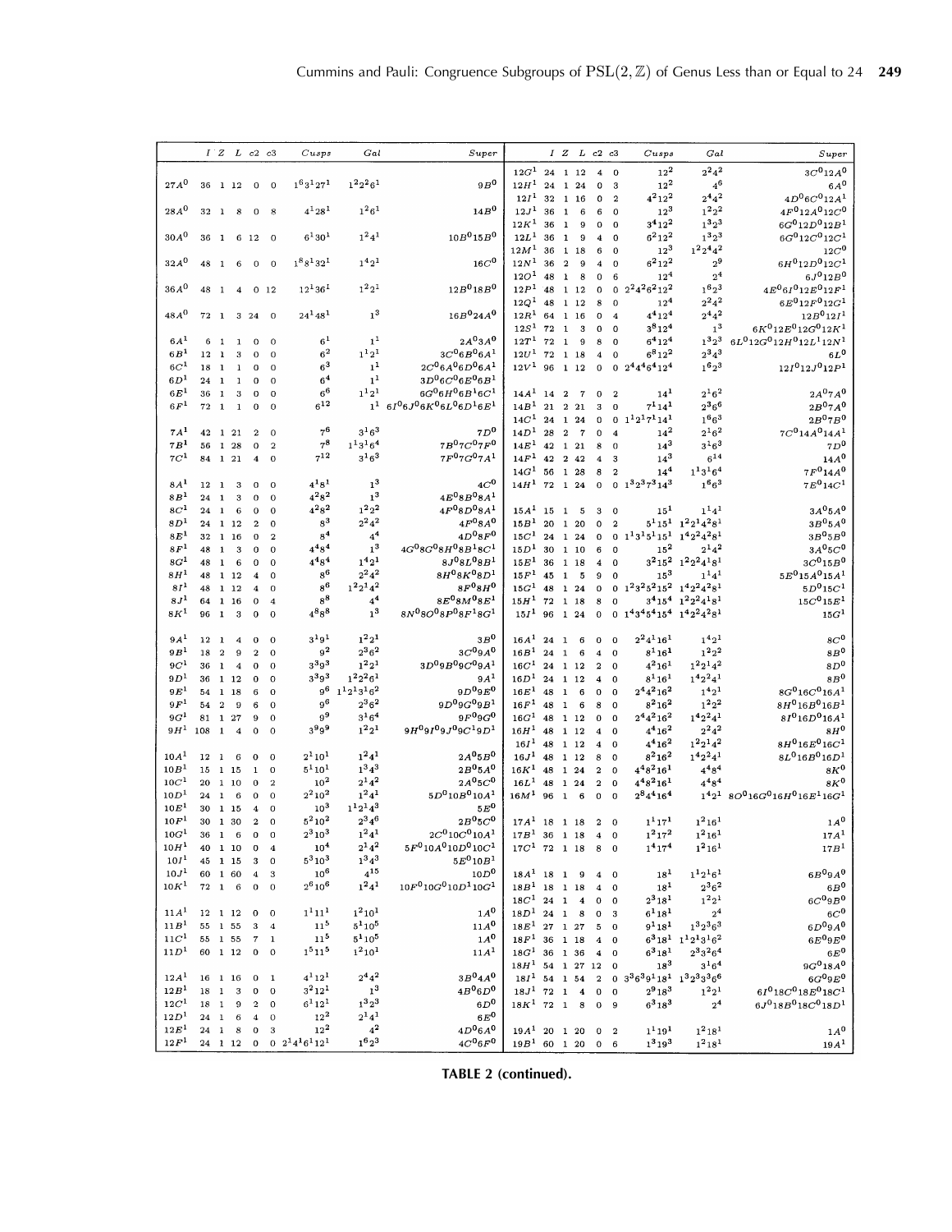| | I | Z | L | c2 | c3 | Cusps | Gal | Super |
|---|---|---|---|---|---|---|---|---|
| $27A^0$ | 36 | 1 | 12 | 0 | 0 | $1^6 3^1 27^1$ | $1^2 2^2 6^1$ | $9B^0$ |
| $28A^0$ | 32 | 1 | 8 | 0 | 8 | $4^1 28^1$ | $1^2 6^1$ | $14B^0$ |
| $30A^0$ | 36 | 1 | 6 | 12 | 0 | $6^1 30^1$ | $1^2 4^1$ | $10B^0 15B^0$ |
| $32A^0$ | 48 | 1 | 6 | 0 | 0 | $1^8 8^1 32^1$ | $1^4 2^1$ | $16C^0$ |
| $36A^0$ | 48 | 1 | 4 | 0 | 12 | $12^1 36^1$ | $1^2 2^1$ | $12B^0 18B^0$ |
| $48A^0$ | 72 | 1 | 3 | 24 | 0 | $24^1 48^1$ | $1^3$ | $16B^0 24A^0$ |
| $6A^1$ | 6 | 1 | 1 | 0 | 0 | $6^1$ | $1^1$ | $2A^0 3A^0$ |
| $6B^1$ | 12 | 1 | 3 | 0 | 0 | $6^2$ | $1^1 2^1$ | $3C^0 6B^0 6A^1$ |
| $6C^1$ | 18 | 1 | 1 | 0 | 0 | $6^3$ | $1^1$ | $2C^0 6A^0 6D^0 6A^1$ |
| $6D^1$ | 24 | 1 | 1 | 0 | 0 | $6^4$ | $1^1$ | $3D^0 6C^0 6E^0 6B^1$ |
| $6E^1$ | 36 | 1 | 3 | 0 | 0 | $6^6$ | $1^1 2^1$ | $6G^0 6H^0 6B^1 6C^1$ |
| $6F^1$ | 72 | 1 | 1 | 0 | 0 | $6^{12}$ | $1^1$ | $6I^0 6J^0 6K^0 6L^0 6D^1 6E^1$ |
| $7A^1$ | 42 | 1 | 21 | 2 | 0 | $7^6$ | $3^1 6^3$ | $7D^0$ |
| $7B^1$ | 56 | 1 | 28 | 0 | 2 | $7^8$ | $1^1 3^1 6^4$ | $7B^0 7C^0 7F^0$ |
| $7C^1$ | 84 | 1 | 21 | 4 | 0 | $7^{12}$ | $3^1 6^3$ | $7F^0 7G^0 7A^1$ |
| $8A^1$ | 12 | 1 | 3 | 0 | 0 | $4^1 8^1$ | $1^3$ | $4C^0$ |
| $8B^1$ | 24 | 1 | 3 | 0 | 0 | $4^2 8^2$ | $1^3$ | $4E^0 8B^0 8A^1$ |
| $8C^1$ | 24 | 1 | 6 | 0 | 0 | $4^2 8^2$ | $1^2 2^2$ | $4F^0 8D^0 8A^1$ |
| $8D^1$ | 24 | 1 | 12 | 2 | 0 | $8^3$ | $2^2 4^2$ | $4F^0 8A^0$ |
| $8E^1$ | 32 | 1 | 16 | 0 | 2 | $8^4$ | $4^4$ | $4D^0 8F^0$ |
| $8F^1$ | 48 | 1 | 3 | 0 | 0 | $4^4 8^4$ | $1^3$ | $4G^0 8G^0 8H^0 8B^1 8C^1$ |
| $8G^1$ | 48 | 1 | 6 | 0 | 0 | $4^4 8^4$ | $1^4 2^1$ | $8J^0 8L^0 8B^1$ |
| $8H^1$ | 48 | 1 | 12 | 4 | 0 | $8^6$ | $2^2 4^2$ | $8H^0 8K^0 8D^1$ |
| $8I^1$ | 48 | 1 | 12 | 4 | 0 | $8^6$ | $1^2 2^1 4^2$ | $8F^0 8H^0$ |
| $8J^1$ | 64 | 1 | 16 | 0 | 4 | $8^8$ | $4^4$ | $8E^0 8M^0 8E^1$ |
| $8K^1$ | 96 | 1 | 3 | 0 | 0 | $4^8 8^8$ | $1^3$ | $8N^0 8O^0 8P^0 8F^1 8G^1$ |
| $9A^1$ | 12 | 1 | 4 | 0 | 0 | $3^1 9^1$ | $1^2 2^1$ | $3B^0$ |
| $9B^1$ | 18 | 2 | 9 | 2 | 0 | $9^2$ | $2^3 6^2$ | $3C^0 9A^0$ |
| $9C^1$ | 36 | 1 | 4 | 0 | 0 | $3^3 9^3$ | $1^2 2^1$ | $3D^0 9B^0 9C^0 9A^1$ |
| $9D^1$ | 36 | 1 | 12 | 0 | 0 | $3^3 9^3$ | $1^2 2^2 6^1$ | $9A^1$ |
| $9E^1$ | 54 | 1 | 18 | 6 | 0 | $9^6$ | $1^1 2^1 3^1 6^2$ | $9D^0 9E^0$ |
| $9F^1$ | 54 | 2 | 9 | 6 | 0 | $9^6$ | $2^3 6^2$ | $9D^0 9G^0 9B^1$ |
| $9G^1$ | 81 | 1 | 27 | 9 | 0 | $9^9$ | $3^1 6^4$ | $9F^0 9G^0$ |
| $9H^1$ | 108 | 1 | 4 | 0 | 0 | $3^9 9^9$ | $1^2 2^1$ | $9H^0 9I^0 9J^0 9C^1 9D^1$ |
| $10A^1$ | 12 | 1 | 6 | 0 | 0 | $2^1 10^1$ | $1^2 4^1$ | $2A^0 5B^0$ |
| $10B^1$ | 15 | 1 | 15 | 1 | 0 | $5^1 10^1$ | $1^3 4^3$ | $2B^0 5A^0$ |
| $10C^1$ | 20 | 1 | 10 | 0 | 2 | $10^2$ | $2^1 4^2$ | $2A^0 5C^0$ |
| $10D^1$ | 24 | 1 | 6 | 0 | 0 | $2^2 10^2$ | $1^2 4^1$ | $5D^0 10B^0 10A^1$ |
| $10E^1$ | 30 | 1 | 15 | 4 | 0 | $10^3$ | $1^1 2^1 4^3$ | $5E^0$ |
| $10F^1$ | 30 | 1 | 30 | 2 | 0 | $5^2 10^2$ | $2^3 4^6$ | $2B^0 5C^0$ |
| $10G^1$ | 36 | 1 | 6 | 0 | 0 | $2^3 10^3$ | $1^2 4^1$ | $2C^0 10C^0 10A^1$ |
| $10H^1$ | 40 | 1 | 10 | 0 | 4 | $10^4$ | $2^1 4^2$ | $5F^0 10A^0 10D^0 10C^1$ |
| $10I^1$ | 45 | 1 | 15 | 3 | 0 | $5^3 10^3$ | $1^3 4^3$ | $5E^0 10B^1$ |
| $10J^1$ | 60 | 1 | 60 | 4 | 3 | $10^6$ | $4^{15}$ | $10D^0$ |
| $10K^1$ | 72 | 1 | 6 | 0 | 0 | $2^6 10^6$ | $1^2 4^1$ | $10F^0 10G^0 10D^1 10G^1$ |
| $11A^1$ | 12 | 1 | 12 | 0 | 0 | $1^1 11^1$ | $1^2 10^1$ | $1A^0$ |
| $11B^1$ | 55 | 1 | 55 | 3 | 4 | $11^5$ | $5^1 10^5$ | $11A^0$ |
| $11C^1$ | 55 | 1 | 55 | 7 | 1 | $11^5$ | $5^1 10^5$ | $1A^0$ |
| $11D^1$ | 60 | 1 | 12 | 0 | 0 | $1^5 11^5$ | $1^2 10^1$ | $11A^1$ |
| $12A^1$ | 16 | 1 | 16 | 0 | 1 | $4^1 12^1$ | $2^4 4^2$ | $3B^0 4A^0$ |
| $12B^1$ | 18 | 1 | 3 | 0 | 0 | $3^2 12^1$ | $1^3$ | $4B^0 6D^0$ |
| $12C^1$ | 18 | 1 | 9 | 2 | 0 | $6^1 12^1$ | $1^3 2^3$ | $6D^0$ |
| $12D^1$ | 24 | 1 | 6 | 4 | 0 | $12^2$ | $2^1 4^1$ | $6E^0$ |
| $12E^1$ | 24 | 1 | 8 | 0 | 3 | $12^2$ | $4^2$ | $4D^0 6A^0$ |
| $12F^1$ | 24 | 1 | 12 | 0 | 0 | $2^1 4^1 6^1 12^1$ | $1^6 2^3$ | $4C^0 6F^0$ |
| $12G^1$ | 24 | 1 | 12 | 4 | 0 | $12^2$ | $2^2 4^2$ | $3C^0 12A^0$ |
| $12H^1$ | 24 | 1 | 24 | 0 | 3 | $12^2$ | $4^6$ | $6A^0$ |
| $12I^1$ | 32 | 1 | 16 | 0 | 2 | $4^2 12^2$ | $2^4 4^2$ | $4D^0 6C^0 12A^1$ |
| $12J^1$ | 36 | 1 | 6 | 6 | 0 | $12^3$ | $1^2 2^2$ | $4F^0 12A^0 12C^0$ |
| $12K^1$ | 36 | 1 | 9 | 0 | 0 | $3^4 12^2$ | $1^3 2^3$ | $6G^0 12D^0 12B^1$ |
| $12L^1$ | 36 | 1 | 9 | 4 | 0 | $6^2 12^2$ | $1^3 2^3$ | $6G^0 12C^0 12C^1$ |
| $12M^1$ | 36 | 1 | 18 | 6 | 0 | $12^3$ | $1^2 2^4 4^2$ | $12C^0$ |
| $12N^1$ | 36 | 2 | 9 | 4 | 0 | $6^2 12^2$ | $2^9$ | $6H^0 12D^0 12C^1$ |
| $12O^1$ | 48 | 1 | 8 | 0 | 6 | $12^4$ | $2^4$ | $6J^0 12B^0$ |
| $12P^1$ | 48 | 1 | 12 | 0 | 0 | $2^2 4^2 6^2 12^2$ | $1^6 2^3$ | $4E^0 6I^0 12E^0 12F^1$ |
| $12Q^1$ | 48 | 1 | 12 | 8 | 0 | $12^4$ | $2^2 4^2$ | $6E^0 12F^0 12G^1$ |
| $12R^1$ | 64 | 1 | 16 | 0 | 4 | $4^4 12^4$ | $2^4 4^2$ | $12B^0 12I^1$ |
| $12S^1$ | 72 | 1 | 3 | 0 | 0 | $3^8 12^4$ | $1^3$ | $6K^0 12E^0 12G^0 12K^1$ |
| $12T^1$ | 72 | 1 | 9 | 8 | 0 | $6^4 12^4$ | $1^3 2^3$ | $6L^0 12G^0 12H^0 12L^1 12N^1$ |
| $12U^1$ | 72 | 1 | 18 | 4 | 0 | $6^8 12^2$ | $2^3 4^3$ | $6L^0$ |
| $12V^1$ | 96 | 1 | 12 | 0 | 0 | $2^4 4^4 6^4 12^4$ | $1^6 2^3$ | $12I^0 12J^0 12P^1$ |
| $14A^1$ | 14 | 2 | 7 | 0 | 2 | $14^1$ | $2^1 6^2$ | $2A^0 7A^0$ |
| $14B^1$ | 21 | 2 | 21 | 3 | 0 | $7^1 14^1$ | $2^3 6^6$ | $2B^0 7A^0$ |
| $14C^1$ | 24 | 1 | 24 | 0 | 0 | $1^1 2^1 7^1 14^1$ | $1^6 6^3$ | $2B^0 7B^0$ |
| $14D^1$ | 28 | 2 | 7 | 0 | 4 | $14^2$ | $2^1 6^2$ | $7C^0 14A^0 14A^1$ |
| $14E^1$ | 42 | 1 | 21 | 8 | 0 | $14^3$ | $3^1 6^3$ | $7D^0$ |
| $14F^1$ | 42 | 2 | 42 | 4 | 3 | $14^3$ | $6^{14}$ | $14A^0$ |
| $14G^1$ | 56 | 1 | 28 | 8 | 2 | $14^4$ | $1^1 3^1 6^4$ | $7F^0 14A^0$ |
| $14H^1$ | 72 | 1 | 24 | 0 | 0 | $1^3 2^3 7^3 14^3$ | $1^6 6^3$ | $7E^0 14C^1$ |
| $15A^1$ | 15 | 1 | 5 | 3 | 0 | $15^1$ | $1^1 4^1$ | $3A^0 5A^0$ |
| $15B^1$ | 20 | 1 | 20 | 0 | 2 | $5^1 15^1$ | $1^2 2^1 4^2 8^1$ | $3B^0 5A^0$ |
| $15C^1$ | 24 | 1 | 24 | 0 | 0 | $1^1 3^1 5^1 15^1$ | $1^4 2^2 4^2 8^1$ | $3B^0 5B^0$ |
| $15D^1$ | 30 | 1 | 10 | 6 | 0 | $15^2$ | $2^1 4^2$ | $3A^0 5C^0$ |
| $15E^1$ | 36 | 1 | 18 | 4 | 0 | $3^2 15^2$ | $1^2 2^2 4^1 8^1$ | $3C^0 15B^0$ |
| $15F^1$ | 45 | 1 | 5 | 9 | 0 | $15^3$ | $1^1 4^1$ | $5E^0 15A^0 15A^1$ |
| $15G^1$ | 48 | 1 | 24 | 0 | 0 | $1^2 3^2 5^2 15^2$ | $1^4 2^2 4^2 8^1$ | $5D^0 15C^1$ |
| $15H^1$ | 72 | 1 | 18 | 8 | 0 | $3^4 15^4$ | $1^2 2^2 4^1 8^1$ | $15C^0 15E^1$ |
| $15I^1$ | 96 | 1 | 24 | 0 | 0 | $1^4 3^4 5^4 15^4$ | $1^4 2^2 4^2 8^1$ | $15G^1$ |
| $16A^1$ | 24 | 1 | 6 | 0 | 0 | $2^2 4^1 16^1$ | $1^4 2^1$ | $8C^0$ |
| $16B^1$ | 24 | 1 | 6 | 4 | 0 | $8^1 16^1$ | $1^2 2^2$ | $8B^0$ |
| $16C^1$ | 24 | 1 | 12 | 2 | 0 | $4^2 16^1$ | $1^2 2^1 4^2$ | $8D^0$ |
| $16D^1$ | 24 | 1 | 12 | 4 | 0 | $8^1 16^1$ | $1^4 2^2 4^1$ | $8B^0$ |
| $16E^1$ | 48 | 1 | 6 | 0 | 0 | $2^4 4^2 16^2$ | $1^4 2^1$ | $8G^0 16C^0 16A^1$ |
| $16F^1$ | 48 | 1 | 6 | 8 | 0 | $8^2 16^2$ | $1^2 2^2$ | $8H^0 16B^0 16B^1$ |
| $16G^1$ | 48 | 1 | 12 | 0 | 0 | $2^4 4^2 16^2$ | $1^4 2^2 4^1$ | $8I^0 16D^0 16A^1$ |
| $16H^1$ | 48 | 1 | 12 | 4 | 0 | $4^4 16^2$ | $2^2 4^2$ | $8H^0$ |
| $16I^1$ | 48 | 1 | 12 | 4 | 0 | $4^4 16^2$ | $1^2 2^1 4^2$ | $8H^0 16E^0 16C^1$ |
| $16J^1$ | 48 | 1 | 12 | 8 | 0 | $8^2 16^2$ | $1^4 2^2 4^1$ | $8L^0 16B^0 16D^1$ |
| $16K^1$ | 48 | 1 | 24 | 2 | 0 | $4^4 8^2 16^1$ | $4^4 8^4$ | $8K^0$ |
| $16L^1$ | 48 | 1 | 24 | 2 | 0 | $4^4 8^2 16^1$ | $4^4 8^4$ | $8K^0$ |
| $16M^1$ | 96 | 1 | 6 | 0 | 0 | $2^8 4^4 16^4$ | $1^4 2^1$ | $8O^0 16G^0 16H^0 16E^1 16G^1$ |
| $17A^1$ | 18 | 1 | 18 | 2 | 0 | $1^1 17^1$ | $1^2 16^1$ | $1A^0$ |
| $17B^1$ | 36 | 1 | 18 | 4 | 0 | $1^2 17^2$ | $1^2 16^1$ | $17A^1$ |
| $17C^1$ | 72 | 1 | 18 | 8 | 0 | $1^4 17^4$ | $1^2 16^1$ | $17B^1$ |
| $18A^1$ | 18 | 1 | 9 | 4 | 0 | $18^1$ | $1^1 2^1 6^1$ | $6B^0 9A^0$ |
| $18B^1$ | 18 | 1 | 18 | 4 | 0 | $18^1$ | $2^3 6^2$ | $6B^0$ |
| $18C^1$ | 24 | 1 | 4 | 0 | 0 | $2^3 18^1$ | $1^2 2^1$ | $6C^0 9B^0$ |
| $18D^1$ | 24 | 1 | 8 | 0 | 3 | $6^1 18^1$ | $2^4$ | $6C^0$ |
| $18E^1$ | 27 | 1 | 27 | 5 | 0 | $9^1 18^1$ | $1^3 2^3 6^3$ | $6D^0 9A^0$ |
| $18F^1$ | 36 | 1 | 18 | 4 | 0 | $6^3 18^1$ | $1^1 2^1 3^1 6^2$ | $6E^0 9E^0$ |
| $18G^1$ | 36 | 1 | 36 | 4 | 0 | $6^3 18^1$ | $2^3 3^2 6^4$ | $6E^0$ |
| $18H^1$ | 54 | 1 | 27 | 12 | 0 | $18^3$ | $3^1 6^4$ | $9G^0 18A^0$ |
| $18I^1$ | 54 | 1 | 54 | 2 | 0 | $3^3 6^3 9^1 18^1$ | $1^3 2^3 3^3 6^6$ | $6G^0 9E^0$ |
| $18J^1$ | 72 | 1 | 4 | 0 | 0 | $2^9 18^3$ | $1^2 2^1$ | $6I^0 18C^0 18E^0 18C^1$ |
| $18K^1$ | 72 | 1 | 8 | 0 | 9 | $6^3 18^3$ | $2^4$ | $6J^0 18B^0 18C^0 18D^1$ |
| $19A^1$ | 20 | 1 | 20 | 0 | 2 | $1^1 19^1$ | $1^2 18^1$ | $1A^0$ |
| $19B^1$ | 60 | 1 | 20 | 0 | 6 | $1^3 19^3$ | $1^2 18^1$ | $19A^1$ |

**TABLE 2 (continued).**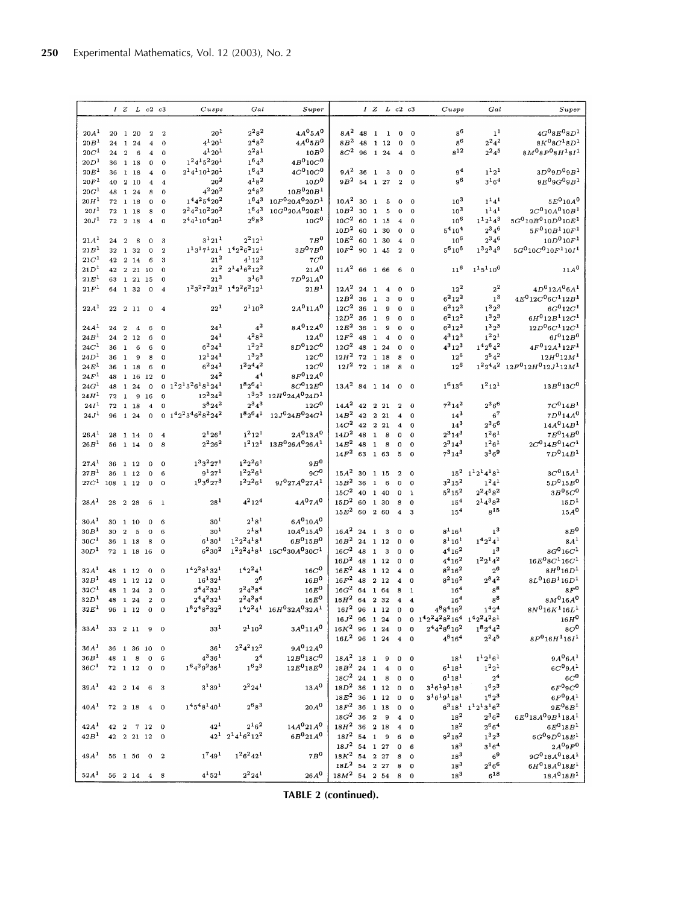| | I | Z | L | c2 | c3 | Cusps | Gal | Super |
|---|---|---|---|---|---|---|---|---|
| $20A^1$ | 20 | 1 | 20 | 2 | 2 | $20^1$ | $2^2 8^2$ | $4A^0 5A^0$ |
| $20B^1$ | 24 | 1 | 24 | 4 | 0 | $4^1 20^1$ | $2^4 8^2$ | $4A^0 5B^0$ |
| $20C^1$ | 24 | 2 | 6 | 4 | 0 | $4^1 20^1$ | $2^2 8^1$ | $10B^0$ |
| $20D^1$ | 36 | 1 | 18 | 0 | 0 | $1^2 4^1 5^2 20^1$ | $1^6 4^3$ | $4B^0 10C^0$ |
| $20E^1$ | 36 | 1 | 18 | 4 | 0 | $2^1 4^1 10^1 20^1$ | $1^6 4^3$ | $4C^0 10C^0$ |
| $20F^1$ | 40 | 2 | 10 | 4 | 4 | $20^2$ | $4^1 8^2$ | $10D^0$ |
| $20G^1$ | 48 | 1 | 24 | 8 | 0 | $4^2 20^2$ | $2^4 8^2$ | $10B^0 20B^1$ |
| $20H^1$ | 72 | 1 | 18 | 0 | 0 | $1^4 4^2 5^4 20^2$ | $1^6 4^3$ | $10F^0 20A^0 20D^1$ |
| $20I^1$ | 72 | 1 | 18 | 8 | 0 | $2^2 4^2 10^2 20^2$ | $1^6 4^3$ | $10G^0 20A^0 20E^1$ |
| $20J^1$ | 72 | 2 | 18 | 4 | 0 | $2^4 4^1 10^4 20^1$ | $2^6 8^3$ | $10G^0$ |
| $21A^1$ | 24 | 2 | 8 | 0 | 3 | $3^1 21^1$ | $2^2 12^1$ | $7B^0$ |
| $21B^1$ | 32 | 1 | 32 | 0 | 2 | $1^1 3^1 7^1 21^1$ | $1^4 2^2 6^2 12^1$ | $3B^0 7B^0$ |
| $21C^1$ | 42 | 2 | 14 | 6 | 3 | $21^2$ | $4^1 12^2$ | $7C^0$ |
| $21D^1$ | 42 | 2 | 21 | 10 | 0 | $21^2$ | $2^1 4^1 6^2 12^2$ | $21A^0$ |
| $21E^1$ | 63 | 1 | 21 | 15 | 0 | $21^3$ | $3^1 6^3$ | $7D^0 21A^0$ |
| $21F^1$ | 64 | 1 | 32 | 0 | 4 | $1^2 3^2 7^2 21^2$ | $1^4 2^2 6^2 12^1$ | $21B^1$ |
| $22A^1$ | 22 | 2 | 11 | 0 | 4 | $22^1$ | $2^1 10^2$ | $2A^0 11A^0$ |
| $24A^1$ | 24 | 2 | 4 | 6 | 0 | $24^1$ | $4^2$ | $8A^0 12A^0$ |
| $24B^1$ | 24 | 2 | 12 | 6 | 0 | $24^1$ | $4^2 8^2$ | $12A^0$ |
| $24C^1$ | 36 | 1 | 6 | 6 | 0 | $6^2 24^1$ | $1^2 2^2$ | $8D^0 12C^0$ |
| $24D^1$ | 36 | 1 | 9 | 8 | 0 | $12^1 24^1$ | $1^3 2^3$ | $12C^0$ |
| $24E^1$ | 36 | 1 | 18 | 6 | 0 | $6^2 24^1$ | $1^2 2^4 4^2$ | $12C^0$ |
| $24F^1$ | 48 | 1 | 16 | 12 | 0 | $24^2$ | $4^4$ | $8F^0 12A^0$ |
| $24G^1$ | 48 | 1 | 24 | 0 | 0 | $1^2 2^1 3^2 6^1 8^1 24^1$ | $1^8 2^6 4^1$ | $8C^0 12E^0$ |
| $24H^1$ | 72 | 1 | 9 | 16 | 0 | $12^2 24^2$ | $1^3 2^3$ | $12H^0 24A^0 24D^1$ |
| $24I^1$ | 72 | 1 | 18 | 4 | 0 | $3^8 24^2$ | $2^3 4^3$ | $12G^0$ |
| $24J^1$ | 96 | 1 | 24 | 0 | 0 | $1^4 2^2 3^4 6^2 8^2 24^2$ | $1^8 2^6 4^1$ | $12J^0 24B^0 24G^1$ |
| $26A^1$ | 28 | 1 | 14 | 0 | 4 | $2^1 26^1$ | $1^2 12^1$ | $2A^0 13A^0$ |
| $26B^1$ | 56 | 1 | 14 | 0 | 8 | $2^2 26^2$ | $1^2 12^1$ | $13B^0 26A^0 26A^1$ |
| $27A^1$ | 36 | 1 | 12 | 0 | 0 | $1^3 3^2 27^1$ | $1^2 2^2 6^1$ | $9B^0$ |
| $27B^1$ | 36 | 1 | 12 | 0 | 6 | $9^1 27^1$ | $1^2 2^2 6^1$ | $9C^0$ |
| $27C^1$ | 108 | 1 | 12 | 0 | 0 | $1^9 3^6 27^3$ | $1^2 2^2 6^1$ | $9I^0 27A^0 27A^1$ |
| $28A^1$ | 28 | 2 | 28 | 6 | 1 | $28^1$ | $4^2 12^4$ | $4A^0 7A^0$ |
| $30A^1$ | 30 | 1 | 10 | 0 | 6 | $30^1$ | $2^1 8^1$ | $6A^0 10A^0$ |
| $30B^1$ | 30 | 2 | 5 | 0 | 6 | $30^1$ | $2^1 8^1$ | $10A^0 15A^0$ |
| $30C^1$ | 36 | 1 | 18 | 8 | 0 | $6^1 30^1$ | $1^2 2^2 4^1 8^1$ | $6B^0 15B^0$ |
| $30D^1$ | 72 | 1 | 18 | 16 | 0 | $6^2 30^2$ | $1^2 2^2 4^1 8^1$ | $15C^0 30A^0 30C^1$ |
| $32A^1$ | 48 | 1 | 12 | 0 | 0 | $1^4 2^2 8^1 32^1$ | $1^4 2^2 4^1$ | $16C^0$ |
| $32B^1$ | 48 | 1 | 12 | 12 | 0 | $16^1 32^1$ | $2^6$ | $16B^0$ |
| $32C^1$ | 48 | 1 | 24 | 2 | 0 | $2^4 4^2 32^1$ | $2^2 4^3 8^4$ | $16E^0$ |
| $32D^1$ | 48 | 1 | 24 | 2 | 0 | $2^4 4^2 32^1$ | $2^2 4^3 8^4$ | $16E^0$ |
| $32E^1$ | 96 | 1 | 12 | 0 | 0 | $1^8 2^4 8^2 32^2$ | $1^4 2^2 4^1$ | $16H^0 32A^0 32A^1$ |
| $33A^1$ | 33 | 2 | 11 | 9 | 0 | $33^1$ | $2^1 10^2$ | $3A^0 11A^0$ |
| $36A^1$ | 36 | 1 | 36 | 10 | 0 | $36^1$ | $2^2 4^2 12^2$ | $9A^0 12A^0$ |
| $36B^1$ | 48 | 1 | 8 | 0 | 6 | $4^3 36^1$ | $2^4$ | $12B^0 18C^0$ |
| $36C^1$ | 72 | 1 | 12 | 0 | 0 | $1^6 4^3 9^2 36^1$ | $1^6 2^3$ | $12E^0 18E^0$ |
| $39A^1$ | 42 | 2 | 14 | 6 | 3 | $3^1 39^1$ | $2^2 24^1$ | $13A^0$ |
| $40A^1$ | 72 | 2 | 18 | 4 | 0 | $1^4 5^4 8^1 40^1$ | $2^6 8^3$ | $20A^0$ |
| $42A^1$ | 42 | 2 | 7 | 12 | 0 | $42^1$ | $2^1 6^2$ | $14A^0 21A^0$ |
| $42B^1$ | 42 | 2 | 21 | 12 | 0 | $42^1$ | $2^1 4^1 6^2 12^2$ | $6B^0 21A^0$ |
| $49A^1$ | 56 | 1 | 56 | 0 | 2 | $1^7 49^1$ | $1^2 6^2 42^1$ | $7B^0$ |
| $52A^1$ | 56 | 2 | 14 | 4 | 8 | $4^1 52^1$ | $2^2 24^1$ | $26A^0$ |

| | I | Z | L | c2 | c3 | Cusps | Gal | Super |
|---|---|---|---|---|---|---|---|---|
| $8A^2$ | 48 | 1 | 1 | 0 | 0 | $8^6$ | $1^1$ | $4G^0 8E^0 8D^1$ |
| $8B^2$ | 48 | 1 | 12 | 0 | 0 | $8^6$ | $2^2 4^2$ | $8K^0 8C^1 8D^1$ |
| $8C^2$ | 96 | 1 | 24 | 4 | 0 | $8^{12}$ | $2^2 4^5$ | $8M^0 8P^0 8H^1 8I^1$ |
| $9A^2$ | 36 | 1 | 3 | 0 | 0 | $9^4$ | $1^1 2^1$ | $3D^0 9D^0 9B^1$ |
| $9B^2$ | 54 | 1 | 27 | 2 | 0 | $9^6$ | $3^1 6^4$ | $9E^0 9G^0 9B^1$ |
| $10A^2$ | 30 | 1 | 5 | 0 | 0 | $10^3$ | $1^1 4^1$ | $5E^0 10A^0$ |
| $10B^2$ | 30 | 1 | 5 | 0 | 0 | $10^3$ | $1^1 4^1$ | $2C^0 10A^0 10B^1$ |
| $10C^2$ | 60 | 1 | 15 | 4 | 0 | $10^6$ | $1^1 2^1 4^3$ | $5G^0 10B^0 10D^0 10E^1$ |
| $10D^2$ | 60 | 1 | 30 | 0 | 0 | $5^4 10^4$ | $2^3 4^6$ | $5F^0 10B^1 10F^1$ |
| $10E^2$ | 60 | 1 | 30 | 4 | 0 | $10^6$ | $2^3 4^6$ | $10D^0 10F^1$ |
| $10F^2$ | 90 | 1 | 45 | 2 | 0 | $5^6 10^6$ | $1^3 2^3 4^9$ | $5G^0 10C^0 10F^1 10I^1$ |
| $11A^2$ | 66 | 1 | 66 | 6 | 0 | $11^6$ | $1^1 5^1 10^6$ | $11A^0$ |
| $12A^2$ | 24 | 1 | 4 | 0 | 0 | $12^2$ | $2^2$ | $4D^0 12A^0 6A^1$ |
| $12B^2$ | 36 | 1 | 3 | 0 | 0 | $6^2 12^2$ | $1^3$ | $4E^0 12C^0 6C^1 12B^1$ |
| $12C^2$ | 36 | 1 | 9 | 0 | 0 | $6^2 12^2$ | $1^3 2^3$ | $6G^0 12C^1$ |
| $12D^2$ | 36 | 1 | 9 | 0 | 0 | $6^2 12^2$ | $1^3 2^3$ | $6H^0 12B^1 12C^1$ |
| $12E^2$ | 36 | 1 | 9 | 0 | 0 | $6^2 12^2$ | $1^3 2^3$ | $12D^0 6C^1 12C^1$ |
| $12F^2$ | 48 | 1 | 4 | 0 | 0 | $4^3 12^3$ | $1^2 2^1$ | $6I^0 12B^0$ |
| $12G^2$ | 48 | 1 | 24 | 0 | 0 | $4^3 12^3$ | $1^4 2^6 4^2$ | $4F^0 12A^1 12F^1$ |
| $12H^2$ | 72 | 1 | 18 | 8 | 0 | $12^6$ | $2^6 4^2$ | $12H^0 12M^1$ |
| $12I^2$ | 72 | 1 | 18 | 8 | 0 | $12^6$ | $1^2 2^4 4^2$ | $12F^0 12H^0 12J^1 12M^1$ |
| $13A^2$ | 84 | 1 | 14 | 0 | 0 | $1^6 13^6$ | $1^2 12^1$ | $13B^0 13C^0$ |
| $14A^2$ | 42 | 2 | 21 | 2 | 0 | $7^2 14^2$ | $2^3 6^6$ | $7C^0 14B^1$ |
| $14B^2$ | 42 | 2 | 21 | 4 | 0 | $14^3$ | $6^7$ | $7D^0 14A^0$ |
| $14C^2$ | 42 | 2 | 21 | 4 | 0 | $14^3$ | $2^3 6^6$ | $14A^0 14B^1$ |
| $14D^2$ | 48 | 1 | 8 | 0 | 0 | $2^3 14^3$ | $1^2 6^1$ | $7E^0 14B^0$ |
| $14E^2$ | 48 | 1 | 8 | 0 | 0 | $2^3 14^3$ | $1^2 6^1$ | $2C^0 14B^0 14C^1$ |
| $14F^2$ | 63 | 1 | 63 | 5 | 0 | $7^3 14^3$ | $3^3 6^9$ | $7D^0 14B^1$ |
| $15A^2$ | 30 | 1 | 15 | 2 | 0 | $15^2$ | $1^1 2^1 4^1 8^1$ | $3C^0 15A^1$ |
| $15B^2$ | 36 | 1 | 6 | 0 | 0 | $3^2 15^2$ | $1^2 4^1$ | $5D^0 15B^0$ |
| $15C^2$ | 40 | 1 | 40 | 0 | 1 | $5^2 15^2$ | $2^2 4^5 8^2$ | $3B^0 5C^0$ |
| $15D^2$ | 60 | 1 | 30 | 8 | 0 | $15^4$ | $2^1 4^3 8^2$ | $15D^1$ |
| $15E^2$ | 60 | 2 | 60 | 4 | 3 | $15^4$ | $8^{15}$ | $15A^0$ |
| $16A^2$ | 24 | 1 | 3 | 0 | 0 | $8^1 16^1$ | $1^3$ | $8B^0$ |
| $16B^2$ | 24 | 1 | 12 | 0 | 0 | $8^1 16^1$ | $1^4 2^2 4^1$ | $8A^1$ |
| $16C^2$ | 48 | 1 | 3 | 0 | 0 | $4^4 16^2$ | $1^3$ | $8G^0 16C^1$ |
| $16D^2$ | 48 | 1 | 12 | 0 | 0 | $4^4 16^2$ | $1^2 2^1 4^2$ | $16E^0 8C^1 16C^1$ |
| $16E^2$ | 48 | 1 | 12 | 4 | 0 | $8^2 16^2$ | $2^6$ | $8H^0 16D^1$ |
| $16F^2$ | 48 | 2 | 12 | 4 | 0 | $8^2 16^2$ | $2^8 4^2$ | $8L^0 16B^1 16D^1$ |
| $16G^2$ | 64 | 1 | 64 | 8 | 1 | $16^4$ | $8^8$ | $8F^0$ |
| $16H^2$ | 64 | 2 | 32 | 4 | 4 | $16^4$ | $8^8$ | $8M^0 16A^0$ |
| $16I^2$ | 96 | 1 | 12 | 0 | 0 | $4^8 8^4 16^2$ | $1^4 2^4$ | $8N^0 16K^1 16L^1$ |
| $16J^2$ | 96 | 1 | 24 | 0 | 0 | $1^4 2^2 4^2 8^2 16^4$ | $1^4 2^2 4^2 8^1$ | $16H^0$ |
| $16K^2$ | 96 | 1 | 24 | 0 | 0 | $2^4 4^2 8^6 16^2$ | $1^8 2^4 4^2$ | $8O^0$ |
| $16L^2$ | 96 | 1 | 24 | 4 | 0 | $4^8 16^4$ | $2^2 4^5$ | $8P^0 16H^1 16I^1$ |
| $18A^2$ | 18 | 1 | 9 | 0 | 0 | $18^1$ | $1^1 2^1 6^1$ | $9A^0 6A^1$ |
| $18B^2$ | 24 | 1 | 4 | 0 | 0 | $6^1 18^1$ | $1^2 2^1$ | $6C^0 9A^1$ |
| $18C^2$ | 24 | 1 | 8 | 0 | 0 | $6^1 18^1$ | $2^4$ | $6C^0$ |
| $18D^2$ | 36 | 1 | 12 | 0 | 0 | $3^1 6^1 9^1 18^1$ | $1^6 2^3$ | $6F^0 9C^0$ |
| $18E^2$ | 36 | 1 | 12 | 0 | 0 | $3^1 6^1 9^1 18^1$ | $1^6 2^3$ | $6F^0 9A^1$ |
| $18F^2$ | 36 | 1 | 18 | 0 | 0 | $6^3 18^1$ | $1^1 2^1 3^1 6^2$ | $9E^0 6B^1$ |
| $18G^2$ | 36 | 2 | 9 | 4 | 0 | $18^2$ | $2^3 6^2$ | $6E^0 18A^0 9B^1 18A^1$ |
| $18H^2$ | 36 | 2 | 18 | 4 | 0 | $18^2$ | $2^6 6^4$ | $6E^0 18B^1$ |
| $18I^2$ | 54 | 1 | 9 | 6 | 0 | $9^2 18^2$ | $1^3 2^3$ | $6G^0 9D^0 18E^1$ |
| $18J^2$ | 54 | 1 | 27 | 0 | 6 | $18^3$ | $3^1 6^4$ | $2A^0 9F^0$ |
| $18K^2$ | 54 | 2 | 27 | 8 | 0 | $18^3$ | $6^9$ | $9G^0 18A^0 18A^1$ |
| $18L^2$ | 54 | 2 | 27 | 8 | 0 | $18^3$ | $2^9 6^6$ | $6H^0 18A^0 18E^1$ |
| $18M^2$ | 54 | 2 | 54 | 8 | 0 | $18^3$ | $6^{18}$ | $18A^0 18B^1$ |

**TABLE 2 (continued).**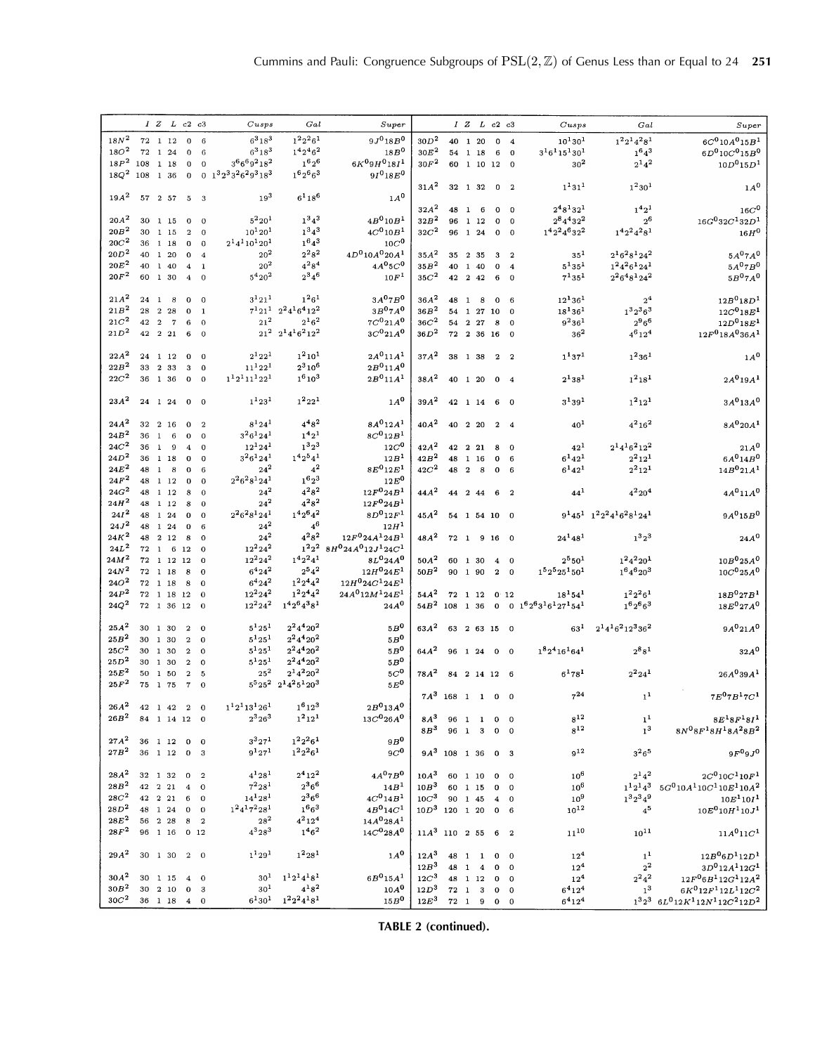| | I | Z | L | c2 | c3 | Cusps | Gal | Super |
|---|---|---|---|---|---|---|---|---|
| $18N^2$ | 72 | 1 | 12 | 0 | 6 | $6^3 18^3$ | $1^2 2^2 6^1$ | $9J^0 18B^0$ |
| $18O^2$ | 72 | 1 | 24 | 0 | 6 | $6^3 18^3$ | $1^4 2^4 6^2$ | $18B^0$ |
| $18P^2$ | 108 | 1 | 18 | 0 | 0 | $3^6 6^6 9^2 18^2$ | $1^6 2^6$ | $6K^0 9H^0 18I^1$ |
| $18Q^2$ | 108 | 1 | 36 | 0 | 0 | $1^3 2^3 3^2 6^2 9^3 18^3$ | $1^6 2^6 6^3$ | $9I^0 18E^0$ |
| $19A^2$ | 57 | 2 | 57 | 5 | 3 | $19^3$ | $6^1 18^6$ | $1A^0$ |
| $20A^2$ | 30 | 1 | 15 | 0 | 0 | $5^2 20^1$ | $1^3 4^3$ | $4B^0 10B^1$ |
| $20B^2$ | 30 | 1 | 15 | 2 | 0 | $10^1 20^1$ | $1^3 4^3$ | $4C^0 10B^1$ |
| $20C^2$ | 36 | 1 | 18 | 0 | 0 | $2^1 4^1 10^1 20^1$ | $1^6 4^3$ | $10C^0$ |
| $20D^2$ | 40 | 1 | 20 | 0 | 4 | $20^2$ | $2^2 8^2$ | $4D^0 10A^0 20A^1$ |
| $20E^2$ | 40 | 1 | 40 | 4 | 1 | $20^2$ | $4^2 8^4$ | $4A^0 5C^0$ |
| $20F^2$ | 60 | 1 | 30 | 4 | 0 | $5^4 20^2$ | $2^3 4^6$ | $10F^1$ |
| $21A^2$ | 24 | 1 | 8 | 0 | 0 | $3^1 21^1$ | $1^2 6^1$ | $3A^0 7B^0$ |
| $21B^2$ | 28 | 2 | 28 | 0 | 1 | $7^1 21^1$ | $2^2 4^1 6^4 12^2$ | $3B^0 7A^0$ |
| $21C^2$ | 42 | 2 | 7 | 6 | 0 | $21^2$ | $2^1 6^2$ | $7C^0 21A^0$ |
| $21D^2$ | 42 | 2 | 21 | 6 | 0 | $21^2$ | $2^1 4^1 6^2 12^2$ | $3C^0 21A^0$ |
| $22A^2$ | 24 | 1 | 12 | 0 | 0 | $2^1 22^1$ | $1^2 10^1$ | $2A^0 11A^1$ |
| $22B^2$ | 33 | 2 | 33 | 3 | 0 | $11^1 22^1$ | $2^3 10^6$ | $2B^0 11A^0$ |
| $22C^2$ | 36 | 1 | 36 | 0 | 0 | $1^1 2^1 11^1 22^1$ | $1^6 10^3$ | $2B^0 11A^1$ |
| $23A^2$ | 24 | 1 | 24 | 0 | 0 | $1^1 23^1$ | $1^2 22^1$ | $1A^0$ |
| $24A^2$ | 32 | 2 | 16 | 0 | 2 | $8^1 24^1$ | $4^4 8^2$ | $8A^0 12A^1$ |
| $24B^2$ | 36 | 1 | 6 | 0 | 0 | $3^2 6^1 24^1$ | $1^4 2^1$ | $8C^0 12B^1$ |
| $24C^2$ | 36 | 1 | 9 | 4 | 0 | $12^1 24^1$ | $1^3 2^3$ | $12C^0$ |
| $24D^2$ | 36 | 1 | 18 | 0 | 0 | $3^2 6^1 24^1$ | $1^4 2^5 4^1$ | $12B^1$ |
| $24E^2$ | 48 | 1 | 8 | 0 | 6 | $24^2$ | $4^2$ | $8E^0 12E^1$ |
| $24F^2$ | 48 | 1 | 12 | 0 | 0 | $2^2 6^2 8^1 24^1$ | $1^6 2^3$ | $12E^0$ |
| $24G^2$ | 48 | 1 | 12 | 8 | 0 | $24^2$ | $4^2 8^2$ | $12F^0 24B^1$ |
| $24H^2$ | 48 | 1 | 12 | 8 | 0 | $24^2$ | $4^2 8^2$ | $12F^0 24B^1$ |
| $24I^2$ | 48 | 1 | 24 | 0 | 0 | $2^2 6^2 8^1 24^1$ | $1^4 2^6 4^2$ | $8D^0 12F^1$ |
| $24J^2$ | 48 | 1 | 24 | 0 | 6 | $24^2$ | $4^6$ | $12H^1$ |
| $24K^2$ | 48 | 2 | 12 | 8 | 0 | $24^2$ | $4^2 8^2$ | $12F^0 24A^1 24B^1$ |
| $24L^2$ | 72 | 1 | 6 | 12 | 0 | $12^2 24^2$ | $1^2 2^2$ | $8H^0 24A^0 12J^1 24C^1$ |
| $24M^2$ | 72 | 1 | 12 | 12 | 0 | $12^2 24^2$ | $1^4 2^2 4^1$ | $8L^0 24A^0$ |
| $24N^2$ | 72 | 1 | 18 | 8 | 0 | $6^4 24^2$ | $2^5 4^2$ | $12H^0 24E^1$ |
| $24O^2$ | 72 | 1 | 18 | 8 | 0 | $6^4 24^2$ | $1^2 2^4 4^2$ | $12H^0 24C^1 24E^1$ |
| $24P^2$ | 72 | 1 | 18 | 12 | 0 | $12^2 24^2$ | $1^2 2^4 4^2$ | $24A^0 12M^1 24E^1$ |
| $24Q^2$ | 72 | 1 | 36 | 12 | 0 | $12^2 24^2$ | $1^4 2^6 4^3 8^1$ | $24A^0$ |
| $25A^2$ | 30 | 1 | 30 | 2 | 0 | $5^1 25^1$ | $2^2 4^4 20^2$ | $5B^0$ |
| $25B^2$ | 30 | 1 | 30 | 2 | 0 | $5^1 25^1$ | $2^2 4^4 20^2$ | $5B^0$ |
| $25C^2$ | 30 | 1 | 30 | 2 | 0 | $5^1 25^1$ | $2^2 4^4 20^2$ | $5B^0$ |
| $25D^2$ | 30 | 1 | 30 | 2 | 0 | $5^1 25^1$ | $2^2 4^4 20^2$ | $5B^0$ |
| $25E^2$ | 50 | 1 | 50 | 2 | 5 | $25^2$ | $2^1 4^2 20^2$ | $5C^0$ |
| $25F^2$ | 75 | 1 | 75 | 7 | 0 | $5^5 25^2$ | $2^1 4^2 5^1 20^3$ | $5E^0$ |
| $26A^2$ | 42 | 1 | 42 | 2 | 0 | $1^1 2^1 13^1 26^1$ | $1^6 12^3$ | $2B^0 13A^0$ |
| $26B^2$ | 84 | 1 | 14 | 12 | 0 | $2^3 26^3$ | $1^2 12^1$ | $13C^0 26A^0$ |
| $27A^2$ | 36 | 1 | 12 | 0 | 0 | $3^3 27^1$ | $1^2 2^2 6^1$ | $9B^0$ |
| $27B^2$ | 36 | 1 | 12 | 0 | 3 | $9^1 27^1$ | $1^2 2^2 6^1$ | $9C^0$ |
| $28A^2$ | 32 | 1 | 32 | 0 | 2 | $4^1 28^1$ | $2^4 12^2$ | $4A^0 7B^0$ |
| $28B^2$ | 42 | 2 | 21 | 4 | 0 | $7^2 28^1$ | $2^3 6^6$ | $14B^1$ |
| $28C^2$ | 42 | 2 | 21 | 6 | 0 | $14^1 28^1$ | $2^3 6^6$ | $4C^0 14B^1$ |
| $28D^2$ | 48 | 1 | 24 | 0 | 0 | $1^2 4^1 7^2 28^1$ | $1^6 6^3$ | $4B^0 14C^1$ |
| $28E^2$ | 56 | 2 | 28 | 8 | 2 | $28^2$ | $4^2 12^4$ | $14A^0 28A^1$ |
| $28F^2$ | 96 | 1 | 16 | 0 | 12 | $4^3 28^3$ | $1^4 6^2$ | $14C^0 28A^0$ |
| $29A^2$ | 30 | 1 | 30 | 2 | 0 | $1^1 29^1$ | $1^2 28^1$ | $1A^0$ |
| $30A^2$ | 30 | 1 | 15 | 4 | 0 | $30^1$ | $1^1 2^1 4^1 8^1$ | $6B^0 15A^1$ |
| $30B^2$ | 30 | 2 | 10 | 0 | 3 | $30^1$ | $4^1 8^2$ | $10A^0$ |
| $30C^2$ | 36 | 1 | 18 | 4 | 0 | $6^1 30^1$ | $1^2 2^2 4^1 8^1$ | $15B^0$ |
| $30D^2$ | 40 | 1 | 20 | 0 | 4 | $10^1 30^1$ | $1^2 2^1 4^2 8^1$ | $6C^0 10A^0 15B^1$ |
| $30E^2$ | 54 | 1 | 18 | 6 | 0 | $3^1 6^1 15^1 30^1$ | $1^6 4^3$ | $6D^0 10C^0 15B^0$ |
| $30F^2$ | 60 | 1 | 10 | 12 | 0 | $30^2$ | $2^1 4^2$ | $10D^0 15D^1$ |
| $31A^2$ | 32 | 1 | 32 | 0 | 2 | $1^1 31^1$ | $1^2 30^1$ | $1A^0$ |
| $32A^2$ | 48 | 1 | 6 | 0 | 0 | $2^4 8^1 32^1$ | $1^4 2^1$ | $16C^0$ |
| $32B^2$ | 96 | 1 | 12 | 0 | 0 | $2^8 4^4 32^2$ | $2^6$ | $16G^0 32C^1 32D^1$ |
| $32C^2$ | 96 | 1 | 24 | 0 | 0 | $1^4 2^2 4^6 32^2$ | $1^4 2^2 4^2 8^1$ | $16H^0$ |
| $35A^2$ | 35 | 2 | 35 | 3 | 2 | $35^1$ | $2^1 6^2 8^1 24^2$ | $5A^0 7A^0$ |
| $35B^2$ | 40 | 1 | 40 | 0 | 4 | $5^1 35^1$ | $1^2 4^2 6^1 24^1$ | $5A^0 7B^0$ |
| $35C^2$ | 42 | 2 | 42 | 6 | 0 | $7^1 35^1$ | $2^2 6^4 8^1 24^2$ | $5B^0 7A^0$ |
| $36A^2$ | 48 | 1 | 8 | 0 | 6 | $12^1 36^1$ | $2^4$ | $12B^0 18D^1$ |
| $36B^2$ | 54 | 1 | 27 | 10 | 0 | $18^1 36^1$ | $1^3 2^3 6^3$ | $12C^0 18E^1$ |
| $36C^2$ | 54 | 2 | 27 | 8 | 0 | $9^2 36^1$ | $2^9 6^6$ | $12D^0 18E^1$ |
| $36D^2$ | 72 | 2 | 36 | 16 | 0 | $36^2$ | $4^6 12^4$ | $12F^0 18A^0 36A^1$ |
| $37A^2$ | 38 | 1 | 38 | 2 | 2 | $1^1 37^1$ | $1^2 36^1$ | $1A^0$ |
| $38A^2$ | 40 | 1 | 20 | 0 | 4 | $2^1 38^1$ | $1^2 18^1$ | $2A^0 19A^1$ |
| $39A^2$ | 42 | 1 | 14 | 6 | 0 | $3^1 39^1$ | $1^2 12^1$ | $3A^0 13A^0$ |
| $40A^2$ | 40 | 2 | 20 | 2 | 4 | $40^1$ | $4^2 16^2$ | $8A^0 20A^1$ |
| $42A^2$ | 42 | 2 | 21 | 8 | 0 | $42^1$ | $2^1 4^1 6^2 12^2$ | $21A^0$ |
| $42B^2$ | 48 | 1 | 16 | 0 | 6 | $6^1 42^1$ | $2^2 12^1$ | $6A^0 14B^0$ |
| $42C^2$ | 48 | 2 | 8 | 0 | 6 | $6^1 42^1$ | $2^2 12^1$ | $14B^0 21A^1$ |
| $44A^2$ | 44 | 2 | 44 | 6 | 2 | $44^1$ | $4^2 20^4$ | $4A^0 11A^0$ |
| $45A^2$ | 54 | 1 | 54 | 10 | 0 | $9^1 45^1$ | $1^2 2^2 4^1 6^2 8^1 24^1$ | $9A^0 15B^0$ |
| $48A^2$ | 72 | 1 | 9 | 16 | 0 | $24^1 48^1$ | $1^3 2^3$ | $24A^0$ |
| $50A^2$ | 60 | 1 | 30 | 4 | 0 | $2^5 50^1$ | $1^2 4^2 20^1$ | $10B^0 25A^0$ |
| $50B^2$ | 90 | 1 | 90 | 2 | 0 | $1^5 2^5 25^1 50^1$ | $1^6 4^6 20^3$ | $10C^0 25A^0$ |
| $54A^2$ | 72 | 1 | 12 | 0 | 12 | $18^1 54^1$ | $1^2 2^2 6^1$ | $18B^0 27B^1$ |
| $54B^2$ | 108 | 1 | 36 | 0 | 0 | $1^6 2^6 3^1 6^1 27^1 54^1$ | $1^6 2^6 6^3$ | $18E^0 27A^0$ |
| $63A^2$ | 63 | 2 | 63 | 15 | 0 | $63^1$ | $2^1 4^1 6^2 12^3 36^2$ | $9A^0 21A^0$ |
| $64A^2$ | 96 | 1 | 24 | 0 | 0 | $1^8 2^4 16^1 64^1$ | $2^8 8^1$ | $32A^0$ |
| $78A^2$ | 84 | 2 | 14 | 12 | 6 | $6^1 78^1$ | $2^2 24^1$ | $26A^0 39A^1$ |
| $7A^3$ | 168 | 1 | 1 | 0 | 0 | $7^{24}$ | $1^1$ | $7E^0 7B^1 7C^1$ |
| $8A^3$ | 96 | 1 | 1 | 0 | 0 | $8^{12}$ | $1^1$ | $8E^1 8F^1 8I^1$ |
| $8B^3$ | 96 | 1 | 3 | 0 | 0 | $8^{12}$ | $1^3$ | $8N^0 8F^1 8H^1 8A^2 8B^2$ |
| $9A^3$ | 108 | 1 | 36 | 0 | 3 | $9^{12}$ | $3^2 6^5$ | $9F^0 9J^0$ |
| $10A^3$ | 60 | 1 | 10 | 0 | 0 | $10^6$ | $2^1 4^2$ | $2C^0 10C^1 10F^1$ |
| $10B^3$ | 60 | 1 | 15 | 0 | 0 | $10^6$ | $1^1 2^1 4^3$ | $5G^0 10A^1 10C^1 10E^1 10A^2$ |
| $10C^3$ | 90 | 1 | 45 | 4 | 0 | $10^9$ | $1^3 2^3 4^9$ | $10E^1 10I^1$ |
| $10D^3$ | 120 | 1 | 20 | 0 | 6 | $10^{12}$ | $4^5$ | $10E^0 10H^1 10J^1$ |
| $11A^3$ | 110 | 2 | 55 | 6 | 2 | $11^{10}$ | $10^{11}$ | $11A^0 11C^1$ |
| $12A^3$ | 48 | 1 | 1 | 0 | 0 | $12^4$ | $1^1$ | $12B^0 6D^1 12D^1$ |
| $12B^3$ | 48 | 1 | 4 | 0 | 0 | $12^4$ | $2^2$ | $3D^0 12A^1 12G^1$ |
| $12C^3$ | 48 | 1 | 12 | 0 | 0 | $12^4$ | $2^2 4^2$ | $12F^0 6B^1 12G^1 12A^2$ |
| $12D^3$ | 72 | 1 | 3 | 0 | 0 | $6^4 12^4$ | $1^3$ | $6K^0 12F^1 12L^1 12C^2$ |
| $12E^3$ | 72 | 1 | 9 | 0 | 0 | $6^4 12^4$ | $1^3 2^3$ | $6L^0 12K^1 12N^1 12C^2 12D^2$ |

**TABLE 2 (continued).**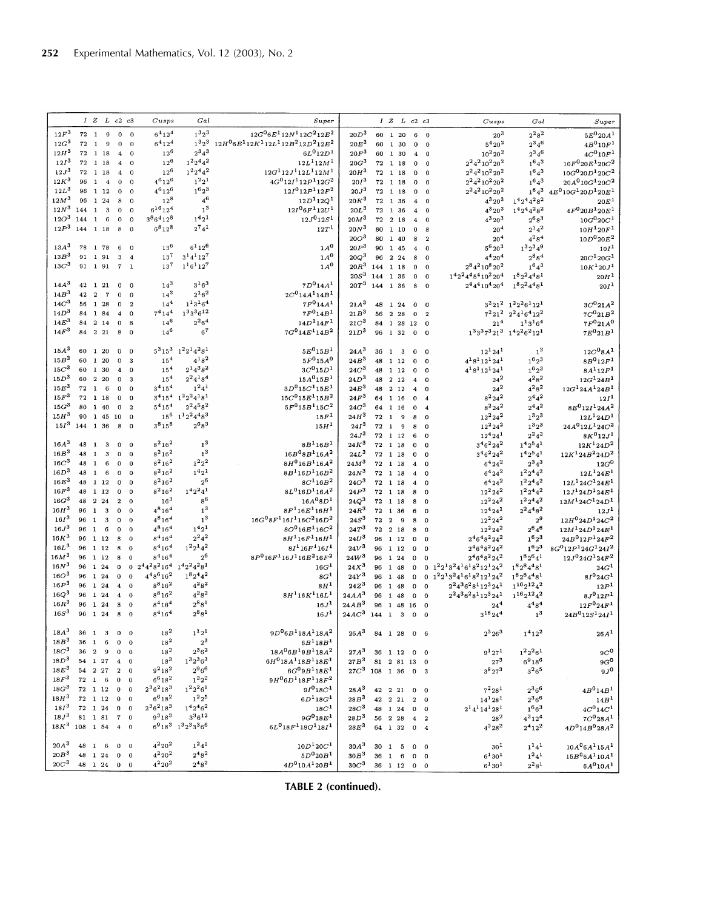| | I | Z | L | c2 | c3 | Cusps | Gal | Super |
|---|---|---|---|---|---|---|---|---|
| $12F^3$ | 72 | 1 | 9 | 0 | 0 | $6^4 12^4$ | $1^3 2^3$ | $12G^0 6E^1 12N^1 12C^2 12E^2$ |
| $12G^3$ | 72 | 1 | 9 | 0 | 0 | $6^4 12^4$ | $1^3 2^3$ | $12H^0 6E^1 12K^1 12L^1 12B^2 12D^2 12E^2$ |
| $12H^3$ | 72 | 1 | 18 | 4 | 0 | $12^6$ | $2^3 4^3$ | $6L^0 12D^1$ |
| $12I^3$ | 72 | 1 | 18 | 4 | 0 | $12^6$ | $1^2 2^4 4^2$ | $12L^1 12M^1$ |
| $12J^3$ | 72 | 1 | 18 | 4 | 0 | $12^6$ | $1^2 2^4 4^2$ | $12G^1 12J^1 12L^1 12M^1$ |
| $12K^3$ | 96 | 1 | 4 | 0 | 0 | $4^6 12^6$ | $1^2 2^1$ | $4G^0 12I^1 12P^1 12G^2$ |
| $12L^3$ | 96 | 1 | 12 | 0 | 0 | $4^6 12^6$ | $1^6 2^3$ | $12I^0 12P^1 12F^2$ |
| $12M^3$ | 96 | 1 | 24 | 8 | 0 | $12^8$ | $4^6$ | $12D^1 12Q^1$ |
| $12N^3$ | 144 | 1 | 3 | 0 | 0 | $6^{16} 12^4$ | $1^3$ | $12I^0 6F^1 12U^1$ |
| $12O^3$ | 144 | 1 | 6 | 0 | 0 | $3^8 6^4 12^8$ | $1^4 2^1$ | $12J^0 12S^1$ |
| $12P^3$ | 144 | 1 | 18 | 8 | 0 | $6^8 12^8$ | $2^7 4^1$ | $12T^1$ |
| $13A^3$ | 78 | 1 | 78 | 6 | 0 | $13^6$ | $6^1 12^6$ | $1A^0$ |
| $13B^3$ | 91 | 1 | 91 | 3 | 4 | $13^7$ | $3^1 4^1 12^7$ | $1A^0$ |
| $13C^3$ | 91 | 1 | 91 | 7 | 1 | $13^7$ | $1^1 6^1 12^7$ | $1A^0$ |
| $14A^3$ | 42 | 1 | 21 | 0 | 0 | $14^3$ | $3^1 6^3$ | $7D^0 14A^1$ |
| $14B^3$ | 42 | 2 | 7 | 0 | 0 | $14^3$ | $2^1 6^2$ | $2C^0 14A^1 14B^1$ |
| $14C^3$ | 56 | 1 | 28 | 0 | 2 | $14^4$ | $1^1 3^1 6^4$ | $7F^0 14A^1$ |
| $14D^3$ | 84 | 1 | 84 | 4 | 0 | $7^4 14^4$ | $1^3 3^3 6^{12}$ | $7F^0 14B^1$ |
| $14E^3$ | 84 | 2 | 14 | 0 | 6 | $14^6$ | $2^2 6^4$ | $14D^1 14F^1$ |
| $14F^3$ | 84 | 2 | 21 | 8 | 0 | $14^6$ | $6^7$ | $7G^0 14E^1 14B^2$ |
| $15A^3$ | 60 | 1 | 20 | 0 | 0 | $5^3 15^3$ | $1^2 2^1 4^2 8^1$ | $5E^0 15B^1$ |
| $15B^3$ | 60 | 1 | 20 | 0 | 3 | $15^4$ | $4^1 8^2$ | $5F^0 15A^0$ |
| $15C^3$ | 60 | 1 | 30 | 4 | 0 | $15^4$ | $2^1 4^3 8^2$ | $3C^0 15D^1$ |
| $15D^3$ | 60 | 2 | 20 | 0 | 3 | $15^4$ | $2^2 4^1 8^4$ | $15A^0 15B^1$ |
| $15E^3$ | 72 | 1 | 6 | 0 | 0 | $3^4 15^4$ | $1^2 4^1$ | $3D^0 15C^1 15E^1$ |
| $15F^3$ | 72 | 1 | 18 | 0 | 0 | $3^4 15^4$ | $1^2 2^2 4^1 8^1$ | $15C^0 15E^1 15B^2$ |
| $15G^3$ | 80 | 1 | 40 | 0 | 2 | $5^4 15^4$ | $2^2 4^5 8^2$ | $5F^0 15B^1 15C^2$ |
| $15H^3$ | 90 | 1 | 45 | 10 | 0 | $15^6$ | $1^1 2^2 4^4 8^3$ | $15F^1$ |
| $15I^3$ | 144 | 1 | 36 | 8 | 0 | $3^8 15^8$ | $2^6 8^3$ | $15H^1$ |
| $16A^3$ | 48 | 1 | 3 | 0 | 0 | $8^2 16^2$ | $1^3$ | $8B^1 16B^1$ |
| $16B^3$ | 48 | 1 | 3 | 0 | 0 | $8^2 16^2$ | $1^3$ | $16B^0 8B^1 16A^2$ |
| $16C^3$ | 48 | 1 | 6 | 0 | 0 | $8^2 16^2$ | $1^2 2^2$ | $8H^0 16B^1 16A^2$ |
| $16D^3$ | 48 | 1 | 6 | 0 | 0 | $8^2 16^2$ | $1^4 2^1$ | $8B^1 16D^1 16B^2$ |
| $16E^3$ | 48 | 1 | 12 | 0 | 0 | $8^2 16^2$ | $2^6$ | $8C^1 16B^2$ |
| $16F^3$ | 48 | 1 | 12 | 0 | 0 | $8^2 16^2$ | $1^4 2^2 4^1$ | $8L^0 16D^1 16A^2$ |
| $16G^3$ | 48 | 2 | 24 | 2 | 0 | $16^3$ | $8^6$ | $16A^0 8D^1$ |
| $16H^3$ | 96 | 1 | 3 | 0 | 0 | $4^8 16^4$ | $1^3$ | $8F^1 16E^1 16H^1$ |
| $16I^3$ | 96 | 1 | 3 | 0 | 0 | $4^8 16^4$ | $1^3$ | $16G^0 8F^1 16I^1 16C^2 16D^2$ |
| $16J^3$ | 96 | 1 | 6 | 0 | 0 | $4^8 16^4$ | $1^4 2^1$ | $8O^0 16E^1 16C^2$ |
| $16K^3$ | 96 | 1 | 12 | 8 | 0 | $8^4 16^4$ | $2^2 4^2$ | $8H^1 16F^1 16H^1$ |
| $16L^3$ | 96 | 1 | 12 | 8 | 0 | $8^4 16^4$ | $1^2 2^1 4^2$ | $8I^1 16F^1 16I^1$ |
| $16M^3$ | 96 | 1 | 12 | 8 | 0 | $8^4 16^4$ | $2^6$ | $8P^0 16F^1 16J^1 16E^2 16F^2$ |
| $16N^3$ | 96 | 1 | 24 | 0 | 0 | $2^4 4^2 8^2 16^4$ | $1^4 2^2 4^2 8^1$ | $16G^1$ |
| $16O^3$ | 96 | 1 | 24 | 0 | 0 | $4^4 8^6 16^2$ | $1^8 2^4 4^2$ | $8G^1$ |
| $16P^3$ | 96 | 1 | 24 | 4 | 0 | $8^8 16^2$ | $4^2 8^2$ | $8H^1$ |
| $16Q^3$ | 96 | 1 | 24 | 4 | 0 | $8^8 16^2$ | $4^2 8^2$ | $8H^1 16K^1 16L^1$ |
| $16R^3$ | 96 | 1 | 24 | 8 | 0 | $8^4 16^4$ | $2^8 8^1$ | $16J^1$ |
| $16S^3$ | 96 | 1 | 24 | 8 | 0 | $8^4 16^4$ | $2^8 8^1$ | $16J^1$ |
| $18A^3$ | 36 | 1 | 3 | 0 | 0 | $18^2$ | $1^1 2^1$ | $9D^0 6B^1 18A^1 18A^2$ |
| $18B^3$ | 36 | 1 | 6 | 0 | 0 | $18^2$ | $2^3$ | $6B^1 18B^1$ |
| $18C^3$ | 36 | 2 | 9 | 0 | 0 | $18^2$ | $2^3 6^2$ | $18A^0 6B^1 9B^1 18A^2$ |
| $18D^3$ | 54 | 1 | 27 | 4 | 0 | $18^3$ | $1^3 2^3 6^3$ | $6H^0 18A^1 18B^1 18E^1$ |
| $18E^3$ | 54 | 2 | 27 | 2 | 0 | $9^2 18^2$ | $2^9 6^6$ | $6G^0 9B^1 18E^1$ |
| $18F^3$ | 72 | 1 | 6 | 0 | 0 | $6^6 18^2$ | $1^2 2^2$ | $9H^0 6D^1 18F^1 18F^2$ |
| $18G^3$ | 72 | 1 | 12 | 0 | 0 | $2^3 6^2 18^3$ | $1^2 2^2 6^1$ | $9I^0 18C^1$ |
| $18H^3$ | 72 | 1 | 12 | 0 | 0 | $6^6 18^2$ | $1^2 2^5$ | $6D^1 18G^1$ |
| $18I^3$ | 72 | 1 | 24 | 0 | 0 | $2^3 6^2 18^3$ | $1^4 2^4 6^2$ | $18C^1$ |
| $18J^3$ | 81 | 1 | 81 | 7 | 0 | $9^3 18^3$ | $3^3 6^{12}$ | $9G^0 18E^1$ |
| $18K^3$ | 108 | 1 | 54 | 4 | 0 | $6^9 18^3$ | $1^3 2^3 3^3 6^6$ | $6L^0 18F^1 18G^1 18I^1$ |
| $20A^3$ | 48 | 1 | 6 | 0 | 0 | $4^2 20^2$ | $1^2 4^1$ | $10D^1 20C^1$ |
| $20B^3$ | 48 | 1 | 24 | 0 | 0 | $4^2 20^2$ | $2^4 8^2$ | $5D^0 20B^1$ |
| $20C^3$ | 48 | 1 | 24 | 0 | 0 | $4^2 20^2$ | $2^4 8^2$ | $4D^0 10A^1 20B^1$ |
| $20D^3$ | 60 | 1 | 20 | 6 | 0 | $20^3$ | $2^2 8^2$ | $5E^0 20A^1$ |
| $20E^3$ | 60 | 1 | 30 | 0 | 0 | $5^4 20^2$ | $2^3 4^6$ | $4B^0 10F^1$ |
| $20F^3$ | 60 | 1 | 30 | 4 | 0 | $10^2 20^2$ | $2^3 4^6$ | $4C^0 10F^1$ |
| $20G^3$ | 72 | 1 | 18 | 0 | 0 | $2^2 4^2 10^2 20^2$ | $1^6 4^3$ | $10F^0 20E^1 20C^2$ |
| $20H^3$ | 72 | 1 | 18 | 0 | 0 | $2^2 4^2 10^2 20^2$ | $1^6 4^3$ | $10G^0 20D^1 20C^2$ |
| $20I^3$ | 72 | 1 | 18 | 0 | 0 | $2^2 4^2 10^2 20^2$ | $1^6 4^3$ | $20A^0 10G^1 20C^2$ |
| $20J^3$ | 72 | 1 | 18 | 0 | 0 | $2^2 4^2 10^2 20^2$ | $1^6 4^3$ | $4E^0 10G^1 20D^1 20E^1$ |
| $20K^3$ | 72 | 1 | 36 | 4 | 0 | $4^3 20^3$ | $1^4 2^4 4^2 8^2$ | $20E^1$ |
| $20L^3$ | 72 | 1 | 36 | 4 | 0 | $4^3 20^3$ | $1^4 2^4 4^2 8^2$ | $4F^0 20B^1 20E^1$ |
| $20M^3$ | 72 | 2 | 18 | 4 | 0 | $4^3 20^3$ | $2^6 8^3$ | $10G^0 20C^1$ |
| $20N^3$ | 80 | 1 | 10 | 0 | 8 | $20^4$ | $2^1 4^2$ | $10H^1 20F^1$ |
| $20O^3$ | 80 | 1 | 40 | 8 | 2 | $20^4$ | $4^2 8^4$ | $10D^0 20E^2$ |
| $20P^3$ | 90 | 1 | 45 | 4 | 0 | $5^6 20^3$ | $1^3 2^3 4^9$ | $10I^1$ |
| $20Q^3$ | 96 | 2 | 24 | 8 | 0 | $4^4 20^4$ | $2^8 8^4$ | $20C^1 20G^1$ |
| $20R^3$ | 144 | 1 | 18 | 0 | 0 | $2^8 4^2 10^8 20^2$ | $1^6 4^3$ | $10K^1 20J^1$ |
| $20S^3$ | 144 | 1 | 36 | 0 | 0 | $1^4 2^2 4^4 5^4 10^2 20^4$ | $1^8 2^2 4^4 8^1$ | $20H^1$ |
| $20T^3$ | 144 | 1 | 36 | 8 | 0 | $2^4 4^4 10^4 20^4$ | $1^8 2^2 4^4 8^1$ | $20I^1$ |
| $21A^3$ | 48 | 1 | 24 | 0 | 0 | $3^2 21^2$ | $1^2 2^2 6^1 12^1$ | $3C^0 21A^2$ |
| $21B^3$ | 56 | 2 | 28 | 0 | 2 | $7^2 21^2$ | $2^2 4^1 6^4 12^2$ | $7C^0 21B^2$ |
| $21C^3$ | 84 | 1 | 28 | 12 | 0 | $21^4$ | $1^1 3^1 6^4$ | $7F^0 21A^0$ |
| $21D^3$ | 96 | 1 | 32 | 0 | 0 | $1^3 3^3 7^3 21^3$ | $1^4 2^2 6^2 12^1$ | $7E^0 21B^1$ |
| $24A^3$ | 36 | 1 | 3 | 0 | 0 | $12^1 24^1$ | $1^3$ | $12C^0 8A^1$ |
| $24B^3$ | 48 | 1 | 12 | 0 | 0 | $4^1 8^1 12^1 24^1$ | $1^6 2^3$ | $8B^0 12F^1$ |
| $24C^3$ | 48 | 1 | 12 | 0 | 0 | $4^1 8^1 12^1 24^1$ | $1^6 2^3$ | $8A^1 12F^1$ |
| $24D^3$ | 48 | 2 | 12 | 4 | 0 | $24^2$ | $4^2 8^2$ | $12G^1 24B^1$ |
| $24E^3$ | 48 | 2 | 12 | 4 | 0 | $24^2$ | $4^2 8^2$ | $12G^1 24A^1 24B^1$ |
| $24F^3$ | 64 | 1 | 16 | 0 | 4 | $8^2 24^2$ | $2^4 4^2$ | $12I^1$ |
| $24G^3$ | 64 | 1 | 16 | 0 | 4 | $8^2 24^2$ | $2^4 4^2$ | $8E^0 12I^1 24A^2$ |
| $24H^3$ | 72 | 1 | 9 | 8 | 0 | $12^2 24^2$ | $1^3 2^3$ | $12L^1 24D^1$ |
| $24I^3$ | 72 | 1 | 9 | 8 | 0 | $12^2 24^2$ | $1^3 2^3$ | $24A^0 12L^1 24C^2$ |
| $24J^3$ | 72 | 1 | 12 | 6 | 0 | $12^4 24^1$ | $2^2 4^2$ | $8K^0 12J^1$ |
| $24K^3$ | 72 | 1 | 18 | 0 | 0 | $3^4 6^2 24^2$ | $1^4 2^5 4^1$ | $12K^1 24D^2$ |
| $24L^3$ | 72 | 1 | 18 | 0 | 0 | $3^4 6^2 24^2$ | $1^4 2^5 4^1$ | $12K^1 24B^2 24D^2$ |
| $24M^3$ | 72 | 1 | 18 | 4 | 0 | $6^4 24^2$ | $2^3 4^3$ | $12G^0$ |
| $24N^3$ | 72 | 1 | 18 | 4 | 0 | $6^4 24^2$ | $1^2 2^4 4^2$ | $12L^1 24E^1$ |
| $24O^3$ | 72 | 1 | 18 | 4 | 0 | $6^4 24^2$ | $1^2 2^4 4^2$ | $12L^1 24C^1 24E^1$ |
| $24P^3$ | 72 | 1 | 18 | 8 | 0 | $12^2 24^2$ | $1^2 2^4 4^2$ | $12J^1 24D^1 24E^1$ |
| $24Q^3$ | 72 | 1 | 18 | 8 | 0 | $12^2 24^2$ | $1^2 2^4 4^2$ | $12M^1 24C^1 24D^1$ |
| $24R^3$ | 72 | 1 | 36 | 6 | 0 | $12^4 24^1$ | $2^2 4^4 8^2$ | $12J^1$ |
| $24S^3$ | 72 | 2 | 9 | 8 | 0 | $12^2 24^2$ | $2^9$ | $12H^0 24D^1 24C^2$ |
| $24T^3$ | 72 | 2 | 18 | 8 | 0 | $12^2 24^2$ | $2^6 4^6$ | $12M^1 24D^1 24E^1$ |
| $24U^3$ | 96 | 1 | 12 | 0 | 0 | $2^4 6^4 8^2 24^2$ | $1^6 2^3$ | $24B^0 12P^1 24F^2$ |
| $24V^3$ | 96 | 1 | 12 | 0 | 0 | $2^4 6^4 8^2 24^2$ | $1^6 2^3$ | $8G^0 12P^1 24G^1 24I^2$ |
| $24W^3$ | 96 | 1 | 24 | 0 | 0 | $2^4 6^4 8^2 24^2$ | $1^8 2^6 4^1$ | $12J^0 24G^1 24F^2$ |
| $24X^3$ | 96 | 1 | 48 | 0 | 0 | $1^2 2^1 3^2 4^1 6^1 8^2 12^1 24^2$ | $1^8 2^8 4^8 8^1$ | $24G^1$ |
| $24Y^3$ | 96 | 1 | 48 | 0 | 0 | $1^2 2^1 3^2 4^1 6^1 8^2 12^1 24^2$ | $1^8 2^8 4^8 8^1$ | $8I^0 24G^1$ |
| $24Z^3$ | 96 | 1 | 48 | 0 | 0 | $2^2 4^3 6^2 8^1 12^3 24^1$ | $1^{16} 2^{12} 4^2$ | $12P^1$ |
| $24AA^3$ | 96 | 1 | 48 | 0 | 0 | $2^2 4^3 6^2 8^1 12^3 24^1$ | $1^{16} 2^{12} 4^2$ | $8J^0 12P^1$ |
| $24AB^3$ | 96 | 1 | 48 | 16 | 0 | $24^4$ | $4^4 8^4$ | $12F^0 24F^1$ |
| $24AC^3$ | 144 | 1 | 3 | 0 | 0 | $3^{16} 24^4$ | $1^3$ | $24B^0 12S^1 24I^1$ |
| $26A^3$ | 84 | 1 | 28 | 0 | 6 | $2^3 26^3$ | $1^4 12^2$ | $26A^1$ |
| $27A^3$ | 36 | 1 | 12 | 0 | 0 | $9^1 27^1$ | $1^2 2^2 6^1$ | $9C^0$ |
| $27B^3$ | 81 | 2 | 81 | 13 | 0 | $27^3$ | $6^9 18^6$ | $9G^0$ |
| $27C^3$ | 108 | 1 | 36 | 0 | 3 | $3^9 27^3$ | $3^2 6^5$ | $9J^0$ |
| $28A^3$ | 42 | 2 | 21 | 0 | 0 | $7^2 28^1$ | $2^3 6^6$ | $4B^0 14B^1$ |
| $28B^3$ | 42 | 2 | 21 | 2 | 0 | $14^1 28^1$ | $2^3 6^6$ | $14B^1$ |
| $28C^3$ | 48 | 1 | 24 | 0 | 0 | $2^1 4^1 14^1 28^1$ | $1^6 6^3$ | $4C^0 14C^1$ |
| $28D^3$ | 56 | 2 | 28 | 4 | 2 | $28^2$ | $4^2 12^4$ | $7C^0 28A^1$ |
| $28E^3$ | 64 | 1 | 32 | 0 | 4 | $4^2 28^2$ | $2^4 12^2$ | $4D^0 14B^0 28A^2$ |
| $30A^3$ | 30 | 1 | 5 | 0 | 0 | $30^1$ | $1^1 4^1$ | $10A^0 6A^1 15A^1$ |
| $30B^3$ | 36 | 1 | 6 | 0 | 0 | $6^1 30^1$ | $1^2 4^1$ | $15B^0 6A^1 10A^1$ |
| $30C^3$ | 36 | 1 | 12 | 0 | 0 | $6^1 30^1$ | $2^2 8^1$ | $6A^0 10A^1$ |

**TABLE 2 (continued).**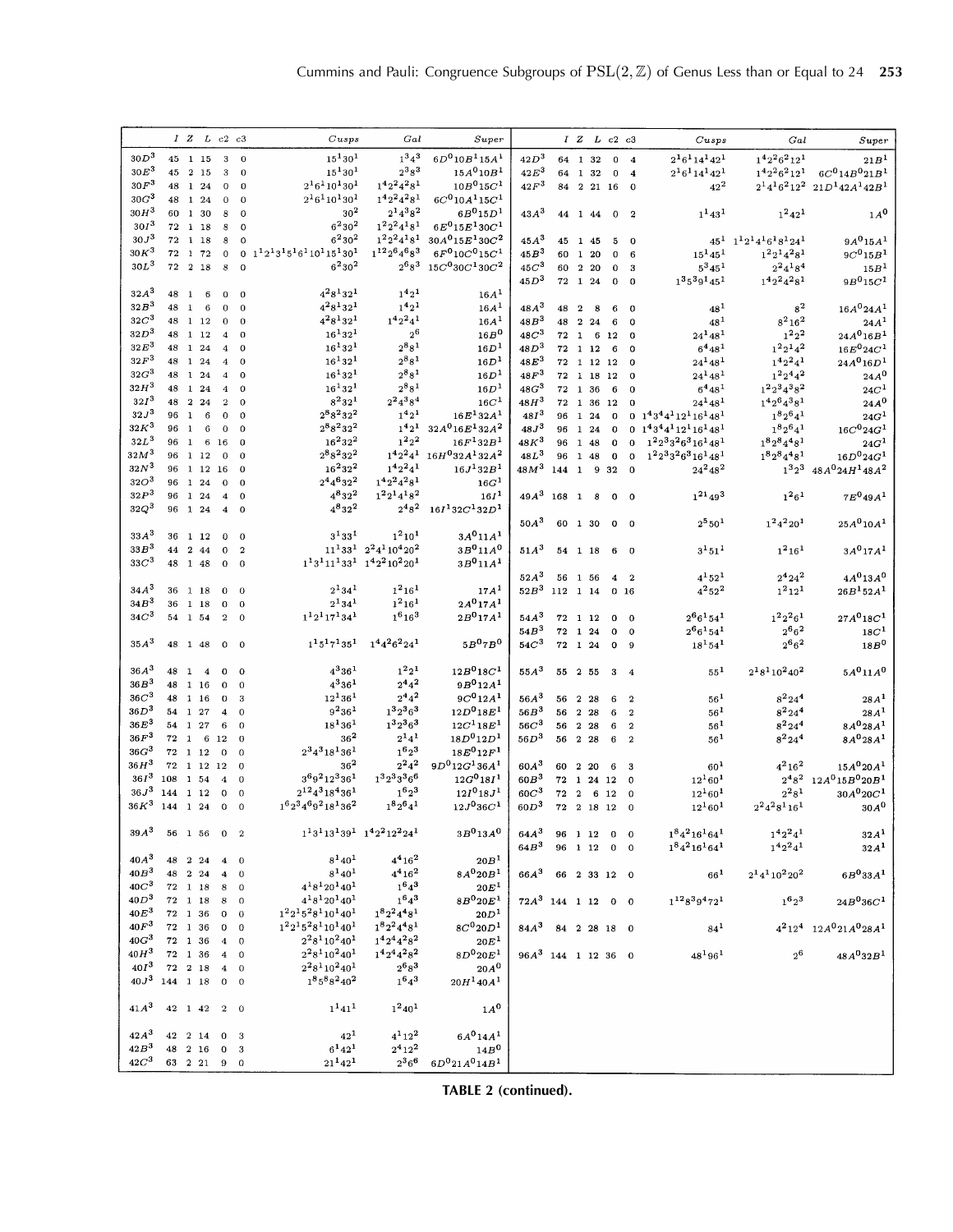| | I | Z | L | c2 | c3 | Cusps | Gal | Super |
|---|---|---|---|---|---|---|---|---|
| $30D^3$ | 45 | 1 | 15 | 3 | 0 | $15^1 30^1$ | $1^3 4^3$ | $6D^0 10B^1 15A^1$ |
| $30E^3$ | 45 | 2 | 15 | 3 | 0 | $15^1 30^1$ | $2^3 8^3$ | $15A^0 10B^1$ |
| $30F^3$ | 48 | 1 | 24 | 0 | 0 | $2^1 6^1 10^1 30^1$ | $1^4 2^2 4^2 8^1$ | $10B^0 15C^1$ |
| $30G^3$ | 48 | 1 | 24 | 0 | 0 | $2^1 6^1 10^1 30^1$ | $1^4 2^2 4^2 8^1$ | $6C^0 10A^1 15C^1$ |
| $30H^3$ | 60 | 1 | 30 | 8 | 0 | $30^2$ | $2^1 4^3 8^2$ | $6B^0 15D^1$ |
| $30I^3$ | 72 | 1 | 18 | 8 | 0 | $6^2 30^2$ | $1^2 2^2 4^1 8^1$ | $6E^0 15E^1 30C^1$ |
| $30J^3$ | 72 | 1 | 18 | 8 | 0 | $6^2 30^2$ | $1^2 2^2 4^1 8^1$ | $30A^0 15E^1 30C^2$ |
| $30K^3$ | 72 | 1 | 72 | 0 | 0 | $1^1 2^1 3^1 5^1 6^1 10^1 15^1 30^1$ | $1^{12} 2^6 4^6 8^3$ | $6F^0 10C^0 15C^1$ |
| $30L^3$ | 72 | 2 | 18 | 8 | 0 | $6^2 30^2$ | $2^6 8^3$ | $15C^0 30C^1 30C^2$ |
| $32A^3$ | 48 | 1 | 6 | 0 | 0 | $4^2 8^1 32^1$ | $1^4 2^1$ | $16A^1$ |
| $32B^3$ | 48 | 1 | 6 | 0 | 0 | $4^2 8^1 32^1$ | $1^4 2^1$ | $16A^1$ |
| $32C^3$ | 48 | 1 | 12 | 0 | 0 | $4^2 8^1 32^1$ | $1^4 2^2 4^1$ | $16A^1$ |
| $32D^3$ | 48 | 1 | 12 | 4 | 0 | $16^1 32^1$ | $2^6$ | $16B^0$ |
| $32E^3$ | 48 | 1 | 24 | 4 | 0 | $16^1 32^1$ | $2^8 8^1$ | $16D^1$ |
| $32F^3$ | 48 | 1 | 24 | 4 | 0 | $16^1 32^1$ | $2^8 8^1$ | $16D^1$ |
| $32G^3$ | 48 | 1 | 24 | 4 | 0 | $16^1 32^1$ | $2^8 8^1$ | $16D^1$ |
| $32H^3$ | 48 | 1 | 24 | 4 | 0 | $16^1 32^1$ | $2^8 8^1$ | $16D^1$ |
| $32I^3$ | 48 | 2 | 24 | 2 | 0 | $8^2 32^1$ | $2^2 4^3 8^4$ | $16C^1$ |
| $32J^3$ | 96 | 1 | 6 | 0 | 0 | $2^8 8^2 32^2$ | $1^4 2^1$ | $16E^1 32A^1$ |
| $32K^3$ | 96 | 1 | 6 | 0 | 0 | $2^8 8^2 32^2$ | $1^4 2^1$ | $32A^0 16E^1 32A^2$ |
| $32L^3$ | 96 | 1 | 6 | 16 | 0 | $16^2 32^2$ | $1^2 2^2$ | $16F^1 32B^1$ |
| $32M^3$ | 96 | 1 | 12 | 0 | 0 | $2^8 8^2 32^2$ | $1^4 2^2 4^1$ | $16H^0 32A^1 32A^2$ |
| $32N^3$ | 96 | 1 | 12 | 16 | 0 | $16^2 32^2$ | $1^4 2^2 4^1$ | $16J^1 32B^1$ |
| $32O^3$ | 96 | 1 | 24 | 0 | 0 | $2^4 4^6 32^2$ | $1^4 2^2 4^2 8^1$ | $16G^1$ |
| $32P^3$ | 96 | 1 | 24 | 4 | 0 | $4^8 32^2$ | $1^2 2^1 4^1 8^2$ | $16I^1$ |
| $32Q^3$ | 96 | 1 | 24 | 4 | 0 | $4^8 32^2$ | $2^4 8^2$ | $16I^1 32C^1 32D^1$ |
| $33A^3$ | 36 | 1 | 12 | 0 | 0 | $3^1 33^1$ | $1^2 10^1$ | $3A^0 11A^1$ |
| $33B^3$ | 44 | 2 | 44 | 0 | 2 | $11^1 33^1$ | $2^2 4^1 10^4 20^2$ | $3B^0 11A^0$ |
| $33C^3$ | 48 | 1 | 48 | 0 | 0 | $1^1 3^1 11^1 33^1$ | $1^4 2^2 10^2 20^1$ | $3B^0 11A^1$ |
| $34A^3$ | 36 | 1 | 18 | 0 | 0 | $2^1 34^1$ | $1^2 16^1$ | $17A^1$ |
| $34B^3$ | 36 | 1 | 18 | 0 | 0 | $2^1 34^1$ | $1^2 16^1$ | $2A^0 17A^1$ |
| $34C^3$ | 54 | 1 | 54 | 2 | 0 | $1^1 2^1 17^1 34^1$ | $1^6 16^3$ | $2B^0 17A^1$ |
| $35A^3$ | 48 | 1 | 48 | 0 | 0 | $1^1 5^1 7^1 35^1$ | $1^4 4^2 6^2 24^1$ | $5B^0 7B^0$ |
| $36A^3$ | 48 | 1 | 4 | 0 | 0 | $4^3 36^1$ | $1^2 2^1$ | $12B^0 18C^1$ |
| $36B^3$ | 48 | 1 | 16 | 0 | 0 | $4^3 36^1$ | $2^4 4^2$ | $9B^0 12A^1$ |
| $36C^3$ | 48 | 1 | 16 | 0 | 3 | $12^1 36^1$ | $2^4 4^2$ | $9C^0 12A^1$ |
| $36D^3$ | 54 | 1 | 27 | 4 | 0 | $9^2 36^1$ | $1^3 2^3 6^3$ | $12D^0 18E^1$ |
| $36E^3$ | 54 | 1 | 27 | 6 | 0 | $18^1 36^1$ | $1^3 2^3 6^3$ | $12C^1 18E^1$ |
| $36F^3$ | 72 | 1 | 6 | 12 | 0 | $36^2$ | $2^1 4^1$ | $18D^0 12D^1$ |
| $36G^3$ | 72 | 1 | 12 | 0 | 0 | $2^3 4^3 18^1 36^1$ | $1^6 2^3$ | $18E^0 12F^1$ |
| $36H^3$ | 72 | 1 | 12 | 12 | 0 | $36^2$ | $2^2 4^2$ | $9D^0 12G^1 36A^1$ |
| $36I^3$ | 108 | 1 | 54 | 4 | 0 | $3^6 9^2 12^3 36^1$ | $1^3 2^3 3^3 6^6$ | $12G^0 18I^1$ |
| $36J^3$ | 144 | 1 | 12 | 0 | 0 | $2^{12} 4^3 18^4 36^1$ | $1^6 2^3$ | $12I^0 18J^1$ |
| $36K^3$ | 144 | 1 | 24 | 0 | 0 | $1^6 2^3 4^6 9^2 18^1 36^2$ | $1^8 2^6 4^1$ | $12J^0 36C^1$ |
| $39A^3$ | 56 | 1 | 56 | 0 | 2 | $1^1 3^1 13^1 39^1$ | $1^4 2^2 12^2 24^1$ | $3B^0 13A^0$ |
| $40A^3$ | 48 | 2 | 24 | 4 | 0 | $8^1 40^1$ | $4^4 16^2$ | $20B^1$ |
| $40B^3$ | 48 | 2 | 24 | 4 | 0 | $8^1 40^1$ | $4^4 16^2$ | $8A^0 20B^1$ |
| $40C^3$ | 72 | 1 | 18 | 8 | 0 | $4^1 8^1 20^1 40^1$ | $1^6 4^3$ | $20E^1$ |
| $40D^3$ | 72 | 1 | 18 | 8 | 0 | $4^1 8^1 20^1 40^1$ | $1^6 4^3$ | $8B^0 20E^1$ |
| $40E^3$ | 72 | 1 | 36 | 0 | 0 | $1^2 2^1 5^2 8^1 10^1 40^1$ | $1^8 2^2 4^4 8^1$ | $20D^1$ |
| $40F^3$ | 72 | 1 | 36 | 0 | 0 | $1^2 2^1 5^2 8^1 10^1 40^1$ | $1^8 2^2 4^4 8^1$ | $8C^0 20D^1$ |
| $40G^3$ | 72 | 1 | 36 | 4 | 0 | $2^2 8^1 10^2 40^1$ | $1^4 2^4 4^2 8^2$ | $20E^1$ |
| $40H^3$ | 72 | 1 | 36 | 4 | 0 | $2^2 8^1 10^2 40^1$ | $1^4 2^4 4^2 8^2$ | $8D^0 20E^1$ |
| $40I^3$ | 72 | 2 | 18 | 4 | 0 | $2^2 8^1 10^2 40^1$ | $2^6 8^3$ | $20A^0$ |
| $40J^3$ | 144 | 1 | 18 | 0 | 0 | $1^8 5^8 8^2 40^2$ | $1^6 4^3$ | $20H^1 40A^1$ |
| $41A^3$ | 42 | 1 | 42 | 2 | 0 | $1^1 41^1$ | $1^2 40^1$ | $1A^0$ |
| $42A^3$ | 42 | 2 | 14 | 0 | 3 | $42^1$ | $4^1 12^2$ | $6A^0 14A^1$ |
| $42B^3$ | 48 | 2 | 16 | 0 | 3 | $6^1 42^1$ | $2^4 12^2$ | $14B^0$ |
| $42C^3$ | 63 | 2 | 21 | 9 | 0 | $21^1 42^1$ | $2^3 6^6$ | $6D^0 21A^0 14B^1$ |
| $42D^3$ | 64 | 1 | 32 | 0 | 4 | $2^1 6^1 14^1 42^1$ | $1^4 2^2 6^2 12^1$ | $21B^1$ |
| $42E^3$ | 64 | 1 | 32 | 0 | 4 | $2^1 6^1 14^1 42^1$ | $1^4 2^2 6^2 12^1$ | $6C^0 14B^0 21B^1$ |
| $42F^3$ | 84 | 2 | 21 | 16 | 0 | $42^2$ | $2^1 4^1 6^2 12^2$ | $21D^1 42A^1 42B^1$ |
| $43A^3$ | 44 | 1 | 44 | 0 | 2 | $1^1 43^1$ | $1^2 42^1$ | $1A^0$ |
| $45A^3$ | 45 | 1 | 45 | 5 | 0 | $45^1$ | $1^1 2^1 4^1 6^1 8^1 24^1$ | $9A^0 15A^1$ |
| $45B^3$ | 60 | 1 | 20 | 0 | 6 | $15^1 45^1$ | $1^2 2^1 4^2 8^1$ | $9C^0 15B^1$ |
| $45C^3$ | 60 | 2 | 20 | 0 | 3 | $5^3 45^1$ | $2^2 4^1 8^4$ | $15B^1$ |
| $45D^3$ | 72 | 1 | 24 | 0 | 0 | $1^3 5^3 9^1 45^1$ | $1^4 2^2 4^2 8^1$ | $9B^0 15C^1$ |
| $48A^3$ | 48 | 2 | 8 | 6 | 0 | $48^1$ | $8^2$ | $16A^0 24A^1$ |
| $48B^3$ | 48 | 2 | 24 | 6 | 0 | $48^1$ | $8^2 16^2$ | $24A^1$ |
| $48C^3$ | 72 | 1 | 6 | 12 | 0 | $24^1 48^1$ | $1^2 2^2$ | $24A^0 16B^1$ |
| $48D^3$ | 72 | 1 | 12 | 6 | 0 | $6^4 48^1$ | $1^2 2^1 4^2$ | $16E^0 24C^1$ |
| $48E^3$ | 72 | 1 | 12 | 12 | 0 | $24^1 48^1$ | $1^4 2^2 4^1$ | $24A^0 16D^1$ |
| $48F^3$ | 72 | 1 | 18 | 12 | 0 | $24^1 48^1$ | $1^2 2^4 4^2$ | $24A^0$ |
| $48G^3$ | 72 | 1 | 36 | 6 | 0 | $6^4 48^1$ | $1^2 2^3 4^3 8^2$ | $24C^1$ |
| $48H^3$ | 72 | 1 | 36 | 12 | 0 | $24^1 48^1$ | $1^4 2^6 4^3 8^1$ | $24A^0$ |
| $48I^3$ | 96 | 1 | 24 | 0 | 0 | $1^4 3^4 4^1 12^1 16^1 48^1$ | $1^8 2^6 4^1$ | $24G^1$ |
| $48J^3$ | 96 | 1 | 24 | 0 | 0 | $1^4 3^4 4^1 12^1 16^1 48^1$ | $1^8 2^6 4^1$ | $16C^0 24G^1$ |
| $48K^3$ | 96 | 1 | 48 | 0 | 0 | $1^2 2^3 3^2 6^3 16^1 48^1$ | $1^8 2^8 4^4 8^1$ | $24G^1$ |
| $48L^3$ | 96 | 1 | 48 | 0 | 0 | $1^2 2^3 3^2 6^3 16^1 48^1$ | $1^8 2^8 4^4 8^1$ | $16D^0 24G^1$ |
| $48M^3$ | 144 | 1 | 9 | 32 | 0 | $24^2 48^2$ | $1^3 2^3$ | $48A^0 24H^1 48A^2$ |
| $49A^3$ | 168 | 1 | 8 | 0 | 0 | $1^2 1 49^3$ | $1^2 6^1$ | $7E^0 49A^1$ |
| $50A^3$ | 60 | 1 | 30 | 0 | 0 | $2^5 50^1$ | $1^2 4^2 20^1$ | $25A^0 10A^1$ |
| $51A^3$ | 54 | 1 | 18 | 6 | 0 | $3^1 51^1$ | $1^2 16^1$ | $3A^0 17A^1$ |
| $52A^3$ | 56 | 1 | 56 | 4 | 2 | $4^1 52^1$ | $2^4 24^2$ | $4A^0 13A^0$ |
| $52B^3$ | 112 | 1 | 14 | 0 | 16 | $4^2 52^2$ | $1^2 12^1$ | $26B^1 52A^1$ |
| $54A^3$ | 72 | 1 | 12 | 0 | 0 | $2^6 6^1 54^1$ | $1^2 2^2 6^1$ | $27A^0 18C^1$ |
| $54B^3$ | 72 | 1 | 24 | 0 | 0 | $2^6 6^1 54^1$ | $2^6 6^2$ | $18C^1$ |
| $54C^3$ | 72 | 1 | 24 | 0 | 9 | $18^1 54^1$ | $2^6 6^2$ | $18B^0$ |
| $55A^3$ | 55 | 2 | 55 | 3 | 4 | $55^1$ | $2^1 8^1 10^2 40^2$ | $5A^0 11A^0$ |
| $56A^3$ | 56 | 2 | 28 | 6 | 2 | $56^1$ | $8^2 24^4$ | $28A^1$ |
| $56B^3$ | 56 | 2 | 28 | 6 | 2 | $56^1$ | $8^2 24^4$ | $28A^1$ |
| $56C^3$ | 56 | 2 | 28 | 6 | 2 | $56^1$ | $8^2 24^4$ | $8A^0 28A^1$ |
| $56D^3$ | 56 | 2 | 28 | 6 | 2 | $56^1$ | $8^2 24^4$ | $8A^0 28A^1$ |
| $60A^3$ | 60 | 2 | 20 | 6 | 3 | $60^1$ | $4^2 16^2$ | $15A^0 20A^1$ |
| $60B^3$ | 72 | 1 | 24 | 12 | 0 | $12^1 60^1$ | $2^4 8^2$ | $12A^0 15B^0 20B^1$ |
| $60C^3$ | 72 | 2 | 6 | 12 | 0 | $12^1 60^1$ | $2^2 8^1$ | $30A^0 20C^1$ |
| $60D^3$ | 72 | 2 | 18 | 12 | 0 | $12^1 60^1$ | $2^2 4^2 8^1 16^1$ | $30A^0$ |
| $64A^3$ | 96 | 1 | 12 | 0 | 0 | $1^8 4^2 16^1 64^1$ | $1^4 2^2 4^1$ | $32A^1$ |
| $64B^3$ | 96 | 1 | 12 | 0 | 0 | $1^8 4^2 16^1 64^1$ | $1^4 2^2 4^1$ | $32A^1$ |
| $66A^3$ | 66 | 2 | 33 | 12 | 0 | $66^1$ | $2^1 4^1 10^2 20^2$ | $6B^0 33A^1$ |
| $72A^3$ | 144 | 1 | 12 | 0 | 0 | $1^{12} 8^3 9^4 72^1$ | $1^6 2^3$ | $24B^0 36C^1$ |
| $84A^3$ | 84 | 2 | 28 | 18 | 0 | $84^1$ | $4^2 12^4$ | $12A^0 21A^0 28A^1$ |
| $96A^3$ | 144 | 1 | 12 | 36 | 0 | $48^1 96^1$ | $2^6$ | $48A^0 32B^1$ |

**TABLE 2 (continued).**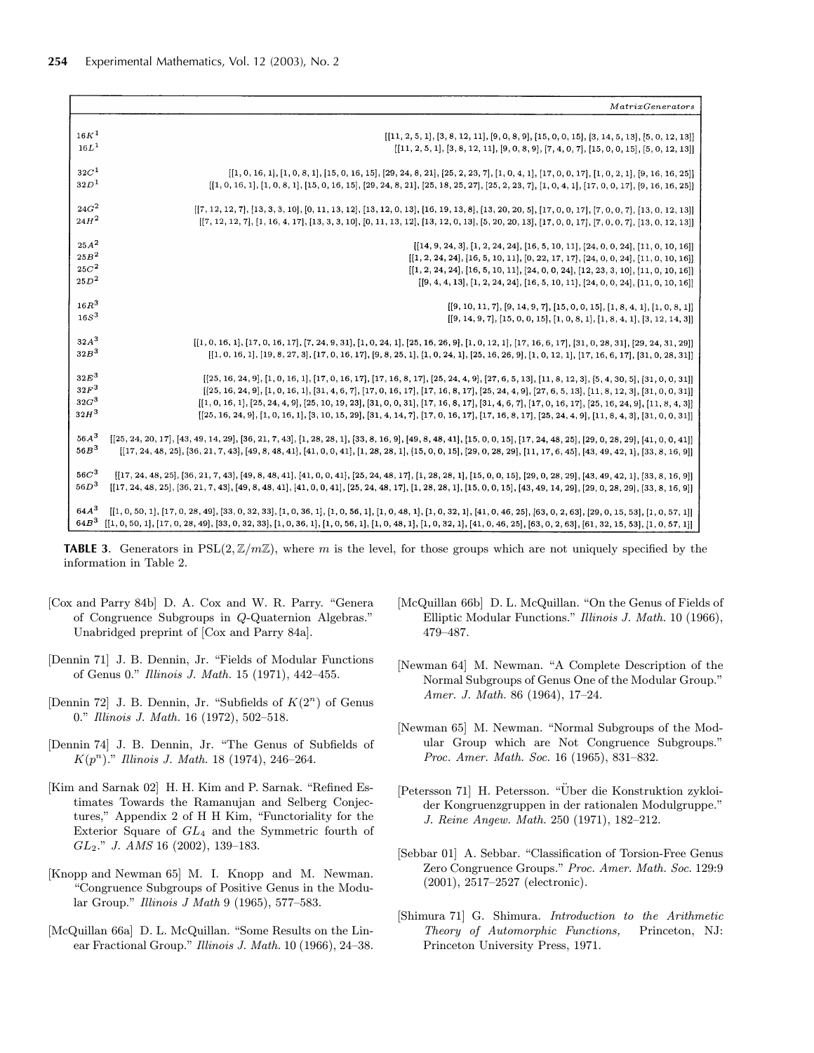| | *MatrixGenerators* |
|---|---|
| $16K^1$ | [[11, 2, 5, 1], [3, 8, 12, 11], [9, 0, 8, 9], [15, 0, 0, 15], [3, 14, 5, 13], [5, 0, 12, 13]] |
| $16L^1$ | [[11, 2, 5, 1], [3, 8, 12, 11], [9, 0, 8, 9], [7, 4, 0, 7], [15, 0, 0, 15], [5, 0, 12, 13]] |
| $32C^1$ | [[1, 0, 16, 1], [1, 0, 8, 1], [15, 0, 16, 15], [29, 24, 8, 21], [25, 2, 23, 7], [1, 0, 4, 1], [17, 0, 0, 17], [1, 0, 2, 1], [9, 16, 16, 25]] |
| $32D^1$ | [[1, 0, 16, 1], [1, 0, 8, 1], [15, 0, 16, 15], [29, 24, 8, 21], [25, 18, 25, 27], [25, 2, 23, 7], [1, 0, 4, 1], [17, 0, 0, 17], [9, 16, 16, 25]] |
| $24G^2$ | [[7, 12, 12, 7], [13, 3, 3, 10], [0, 11, 13, 12], [13, 12, 0, 13], [16, 19, 13, 8], [13, 20, 20, 5], [17, 0, 0, 17], [7, 0, 0, 7], [13, 0, 12, 13]] |
| $24H^2$ | [[7, 12, 12, 7], [1, 16, 4, 17], [13, 3, 3, 10], [0, 11, 13, 12], [13, 12, 0, 13], [5, 20, 20, 13], [17, 0, 0, 17], [7, 0, 0, 7], [13, 0, 12, 13]] |
| $25A^2$ | [[14, 9, 24, 3], [1, 2, 24, 24], [16, 5, 10, 11], [24, 0, 0, 24], [11, 0, 10, 16]] |
| $25B^2$ | [[1, 2, 24, 24], [16, 5, 10, 11], [0, 22, 17, 17], [24, 0, 0, 24], [11, 0, 10, 16]] |
| $25C^2$ | [[1, 2, 24, 24], [16, 5, 10, 11], [24, 0, 0, 24], [12, 23, 3, 10], [11, 0, 10, 16]] |
| $25D^2$ | [[9, 4, 4, 13], [1, 2, 24, 24], [16, 5, 10, 11], [24, 0, 0, 24], [11, 0, 10, 16]] |
| $16R^3$ | [[9, 10, 11, 7], [9, 14, 9, 7], [15, 0, 0, 15], [1, 8, 4, 1], [1, 0, 8, 1]] |
| $16S^3$ | [[9, 14, 9, 7], [15, 0, 0, 15], [1, 0, 8, 1], [1, 8, 4, 1], [3, 12, 14, 3]] |
| $32A^3$ | [[1, 0, 16, 1], [17, 0, 16, 17], [7, 24, 9, 31], [1, 0, 24, 1], [25, 16, 26, 9], [1, 0, 12, 1], [17, 16, 6, 17], [31, 0, 28, 31], [29, 24, 31, 29]] |
| $32B^3$ | [[1, 0, 16, 1], [19, 8, 27, 3], [17, 0, 16, 17], [9, 8, 25, 1], [1, 0, 24, 1], [25, 16, 26, 9], [1, 0, 12, 1], [17, 16, 6, 17], [31, 0, 28, 31]] |
| $32E^3$ | [[25, 16, 24, 9], [1, 0, 16, 1], [17, 0, 16, 17], [17, 16, 8, 17], [25, 24, 4, 9], [27, 6, 5, 13], [11, 8, 12, 3], [5, 4, 30, 5], [31, 0, 0, 31]] |
| $32F^3$ | [[25, 16, 24, 9], [1, 0, 16, 1], [31, 4, 6, 7], [17, 0, 16, 17], [17, 16, 8, 17], [25, 24, 4, 9], [27, 6, 5, 13], [11, 8, 12, 3], [31, 0, 0, 31]] |
| $32G^3$ | [[1, 0, 16, 1], [25, 24, 4, 9], [25, 10, 19, 23], [31, 0, 0, 31], [17, 16, 8, 17], [31, 4, 6, 7], [17, 0, 16, 17], [25, 16, 24, 9], [11, 8, 4, 3]] |
| $32H^3$ | [[25, 16, 24, 9], [1, 0, 16, 1], [3, 10, 15, 29], [31, 4, 14, 7], [17, 0, 16, 17], [17, 16, 8, 17], [25, 24, 4, 9], [11, 8, 4, 3], [31, 0, 0, 31]] |
| $56A^3$ | [[25, 24, 20, 17], [43, 49, 14, 29], [36, 21, 7, 43], [1, 28, 28, 1], [33, 8, 16, 9], [49, 8, 48, 41], [15, 0, 0, 15], [17, 24, 48, 25], [29, 0, 28, 29], [41, 0, 0, 41]] |
| $56B^3$ | [[17, 24, 48, 25], [36, 21, 7, 43], [49, 8, 48, 41], [41, 0, 0, 41], [1, 28, 28, 1], [15, 0, 0, 15], [29, 0, 28, 29], [11, 17, 6, 45], [43, 49, 42, 1], [33, 8, 16, 9]] |
| $56C^3$ | [[17, 24, 48, 25], [36, 21, 7, 43], [49, 8, 48, 41], [41, 0, 0, 41], [25, 24, 48, 17], [1, 28, 28, 1], [15, 0, 0, 15], [29, 0, 28, 29], [43, 49, 42, 1], [33, 8, 16, 9]] |
| $56D^3$ | [[17, 24, 48, 25], [36, 21, 7, 43], [49, 8, 48, 41], [41, 0, 0, 41], [25, 24, 48, 17], [1, 28, 28, 1], [15, 0, 0, 15], [43, 49, 14, 29], [29, 0, 28, 29], [33, 8, 16, 9]] |
| $64A^3$ | [[1, 0, 50, 1], [17, 0, 28, 49], [33, 0, 32, 33], [1, 0, 36, 1], [1, 0, 56, 1], [1, 0, 48, 1], [1, 0, 32, 1], [41, 0, 46, 25], [63, 0, 2, 63], [29, 0, 15, 53], [1, 0, 57, 1]] |
| $64B^3$ | [[1, 0, 50, 1], [17, 0, 28, 49], [33, 0, 32, 33], [1, 0, 36, 1], [1, 0, 56, 1], [1, 0, 48, 1], [1, 0, 32, 1], [41, 0, 46, 25], [63, 0, 2, 63], [61, 32, 15, 53], [1, 0, 57, 1]] |

**TABLE 3.** Generators in $\mathrm{PSL}(2, \mathbb{Z}/m\mathbb{Z})$, where $m$ is the level, for those groups which are not uniquely specified by the information in Table 2.

[Cox and Parry 84b] D. A. Cox and W. R. Parry. "Genera of Congruence Subgroups in *Q*-Quaternion Algebras." Unabridged preprint of [Cox and Parry 84a].

[Dennin 71] J. B. Dennin, Jr. "Fields of Modular Functions of Genus 0." *Illinois J. Math.* 15 (1971), 442–455.

[Dennin 72] J. B. Dennin, Jr. "Subfields of $K(2^n)$ of Genus 0." *Illinois J. Math.* 16 (1972), 502–518.

[Dennin 74] J. B. Dennin, Jr. "The Genus of Subfields of $K(p^n)$." *Illinois J. Math.* 18 (1974), 246–264.

[Kim and Sarnak 02] H. H. Kim and P. Sarnak. "Refined Estimates Towards the Ramanujan and Selberg Conjectures," Appendix 2 of H H Kim, "Functoriality for the Exterior Square of $GL_4$ and the Symmetric fourth of $GL_2$." *J. AMS* 16 (2002), 139–183.

[Knopp and Newman 65] M. I. Knopp and M. Newman. "Congruence Subgroups of Positive Genus in the Modular Group." *Illinois J Math* 9 (1965), 577–583.

[McQuillan 66a] D. L. McQuillan. "Some Results on the Linear Fractional Group." *Illinois J. Math.* 10 (1966), 24–38.

[McQuillan 66b] D. L. McQuillan. "On the Genus of Fields of Elliptic Modular Functions." *Illinois J. Math.* 10 (1966), 479–487.

[Newman 64] M. Newman. "A Complete Description of the Normal Subgroups of Genus One of the Modular Group." *Amer. J. Math.* 86 (1964), 17–24.

[Newman 65] M. Newman. "Normal Subgroups of the Modular Group which are Not Congruence Subgroups." *Proc. Amer. Math. Soc.* 16 (1965), 831–832.

[Petersson 71] H. Petersson. "Über die Konstruktion zykloider Kongruenzgruppen in der rationalen Modulgruppe." *J. Reine Angew. Math.* 250 (1971), 182–212.

[Sebbar 01] A. Sebbar. "Classification of Torsion-Free Genus Zero Congruence Groups." *Proc. Amer. Math. Soc.* 129:9 (2001), 2517–2527 (electronic).

[Shimura 71] G. Shimura. *Introduction to the Arithmetic Theory of Automorphic Functions,* Princeton, NJ: Princeton University Press, 1971.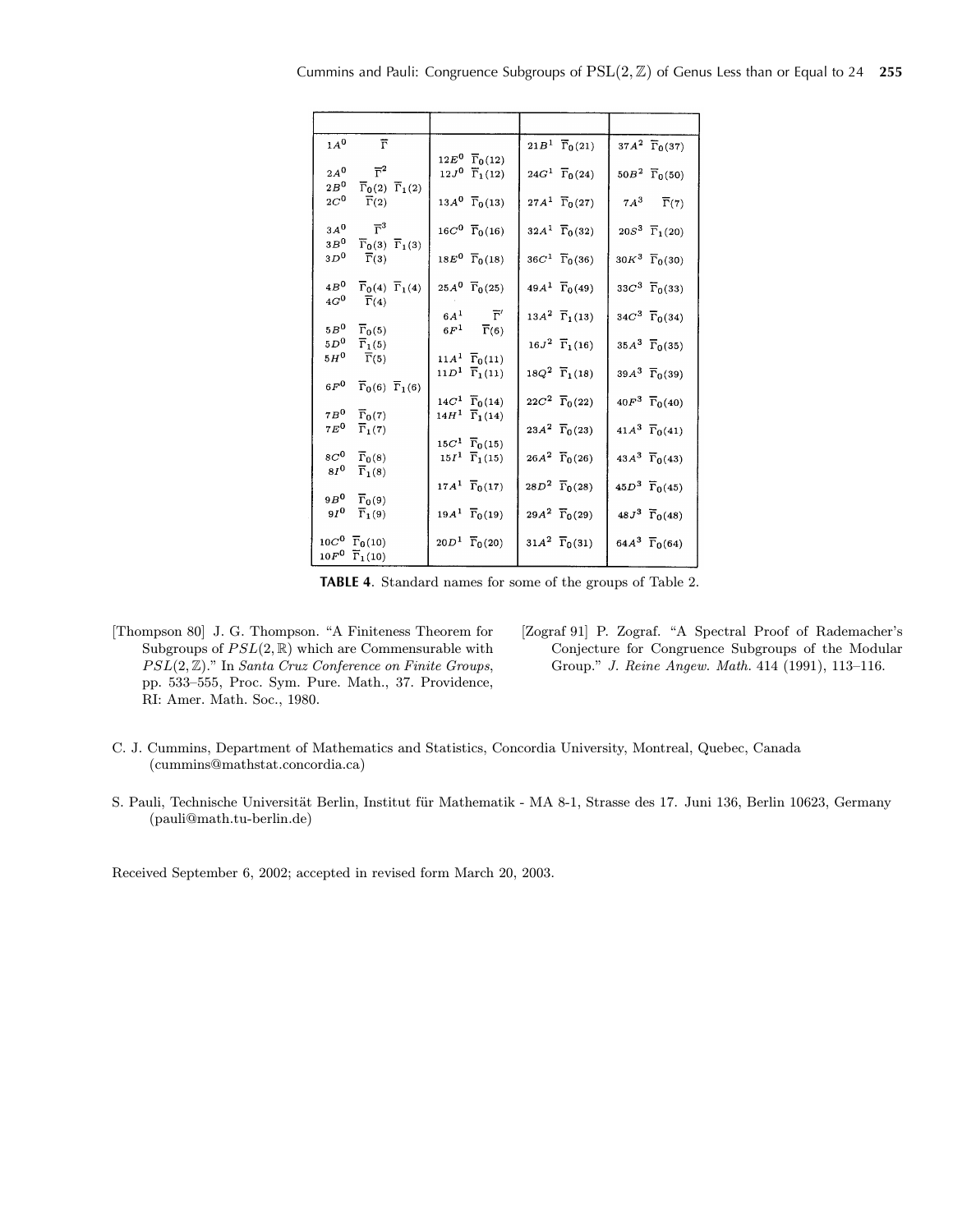| | | | |
|---|---|---|---|
| $1A^0$ $\overline{\Gamma}$ | $12E^0$ $\overline{\Gamma}_0(12)$ | $21B^1$ $\overline{\Gamma}_0(21)$ | $37A^2$ $\overline{\Gamma}_0(37)$ |
| $2A^0$ $\overline{\Gamma}^2$ | $12J^0$ $\overline{\Gamma}_1(12)$ | $24G^1$ $\overline{\Gamma}_0(24)$ | $50B^2$ $\overline{\Gamma}_0(50)$ |
| $2B^0$ $\overline{\Gamma}_0(2)$ $\overline{\Gamma}_1(2)$ | | | |
| $2C^0$ $\overline{\Gamma}(2)$ | $13A^0$ $\overline{\Gamma}_0(13)$ | $27A^1$ $\overline{\Gamma}_0(27)$ | $7A^3$ $\overline{\Gamma}(7)$ |
| $3A^0$ $\overline{\Gamma}^3$ | $16C^0$ $\overline{\Gamma}_0(16)$ | $32A^1$ $\overline{\Gamma}_0(32)$ | $20S^3$ $\overline{\Gamma}_1(20)$ |
| $3B^0$ $\overline{\Gamma}_0(3)$ $\overline{\Gamma}_1(3)$ | | | |
| $3D^0$ $\overline{\Gamma}(3)$ | $18E^0$ $\overline{\Gamma}_0(18)$ | $36C^1$ $\overline{\Gamma}_0(36)$ | $30K^3$ $\overline{\Gamma}_0(30)$ |
| $4B^0$ $\overline{\Gamma}_0(4)$ $\overline{\Gamma}_1(4)$ | $25A^0$ $\overline{\Gamma}_0(25)$ | $49A^1$ $\overline{\Gamma}_0(49)$ | $33C^3$ $\overline{\Gamma}_0(33)$ |
| $4G^0$ $\overline{\Gamma}(4)$ | | | |
| | $6A^1$ $\overline{\Gamma}'$ | $13A^2$ $\overline{\Gamma}_1(13)$ | $34C^3$ $\overline{\Gamma}_0(34)$ |
| $5B^0$ $\overline{\Gamma}_0(5)$ | $6F^1$ $\overline{\Gamma}(6)$ | | |
| $5D^0$ $\overline{\Gamma}_1(5)$ | | $16J^2$ $\overline{\Gamma}_1(16)$ | $35A^3$ $\overline{\Gamma}_0(35)$ |
| $5H^0$ $\overline{\Gamma}(5)$ | $11A^1$ $\overline{\Gamma}_0(11)$ | | |
| | $11D^1$ $\overline{\Gamma}_1(11)$ | $18Q^2$ $\overline{\Gamma}_1(18)$ | $39A^3$ $\overline{\Gamma}_0(39)$ |
| $6F^0$ $\overline{\Gamma}_0(6)$ $\overline{\Gamma}_1(6)$ | | | |
| | $14C^1$ $\overline{\Gamma}_0(14)$ | $22C^2$ $\overline{\Gamma}_0(22)$ | $40F^3$ $\overline{\Gamma}_0(40)$ |
| $7B^0$ $\overline{\Gamma}_0(7)$ | $14H^1$ $\overline{\Gamma}_1(14)$ | | |
| $7E^0$ $\overline{\Gamma}_1(7)$ | | $23A^2$ $\overline{\Gamma}_0(23)$ | $41A^3$ $\overline{\Gamma}_0(41)$ |
| | $15C^1$ $\overline{\Gamma}_0(15)$ | | |
| $8C^0$ $\overline{\Gamma}_0(8)$ | $15I^1$ $\overline{\Gamma}_1(15)$ | $26A^2$ $\overline{\Gamma}_0(26)$ | $43A^3$ $\overline{\Gamma}_0(43)$ |
| $8I^0$ $\overline{\Gamma}_1(8)$ | | | |
| | $17A^1$ $\overline{\Gamma}_0(17)$ | $28D^2$ $\overline{\Gamma}_0(28)$ | $45D^3$ $\overline{\Gamma}_0(45)$ |
| $9B^0$ $\overline{\Gamma}_0(9)$ | | | |
| $9I^0$ $\overline{\Gamma}_1(9)$ | $19A^1$ $\overline{\Gamma}_0(19)$ | $29A^2$ $\overline{\Gamma}_0(29)$ | $48J^3$ $\overline{\Gamma}_0(48)$ |
| $10C^0$ $\overline{\Gamma}_0(10)$ | $20D^1$ $\overline{\Gamma}_0(20)$ | $31A^2$ $\overline{\Gamma}_0(31)$ | $64A^3$ $\overline{\Gamma}_0(64)$ |
| $10F^0$ $\overline{\Gamma}_1(10)$ | | | |

**TABLE 4**. Standard names for some of the groups of Table 2.

[Thompson 80] J. G. Thompson. "A Finiteness Theorem for Subgroups of $PSL(2, \mathbb{R})$ which are Commensurable with $PSL(2, \mathbb{Z})$." In *Santa Cruz Conference on Finite Groups*, pp. 533–555, Proc. Sym. Pure. Math., 37. Providence, RI: Amer. Math. Soc., 1980.

[Zograf 91] P. Zograf. "A Spectral Proof of Rademacher's Conjecture for Congruence Subgroups of the Modular Group." *J. Reine Angew. Math.* 414 (1991), 113–116.

C. J. Cummins, Department of Mathematics and Statistics, Concordia University, Montreal, Quebec, Canada (cummins@mathstat.concordia.ca)

S. Pauli, Technische Universität Berlin, Institut für Mathematik - MA 8-1, Strasse des 17. Juni 136, Berlin 10623, Germany (pauli@math.tu-berlin.de)

Received September 6, 2002; accepted in revised form March 20, 2003.